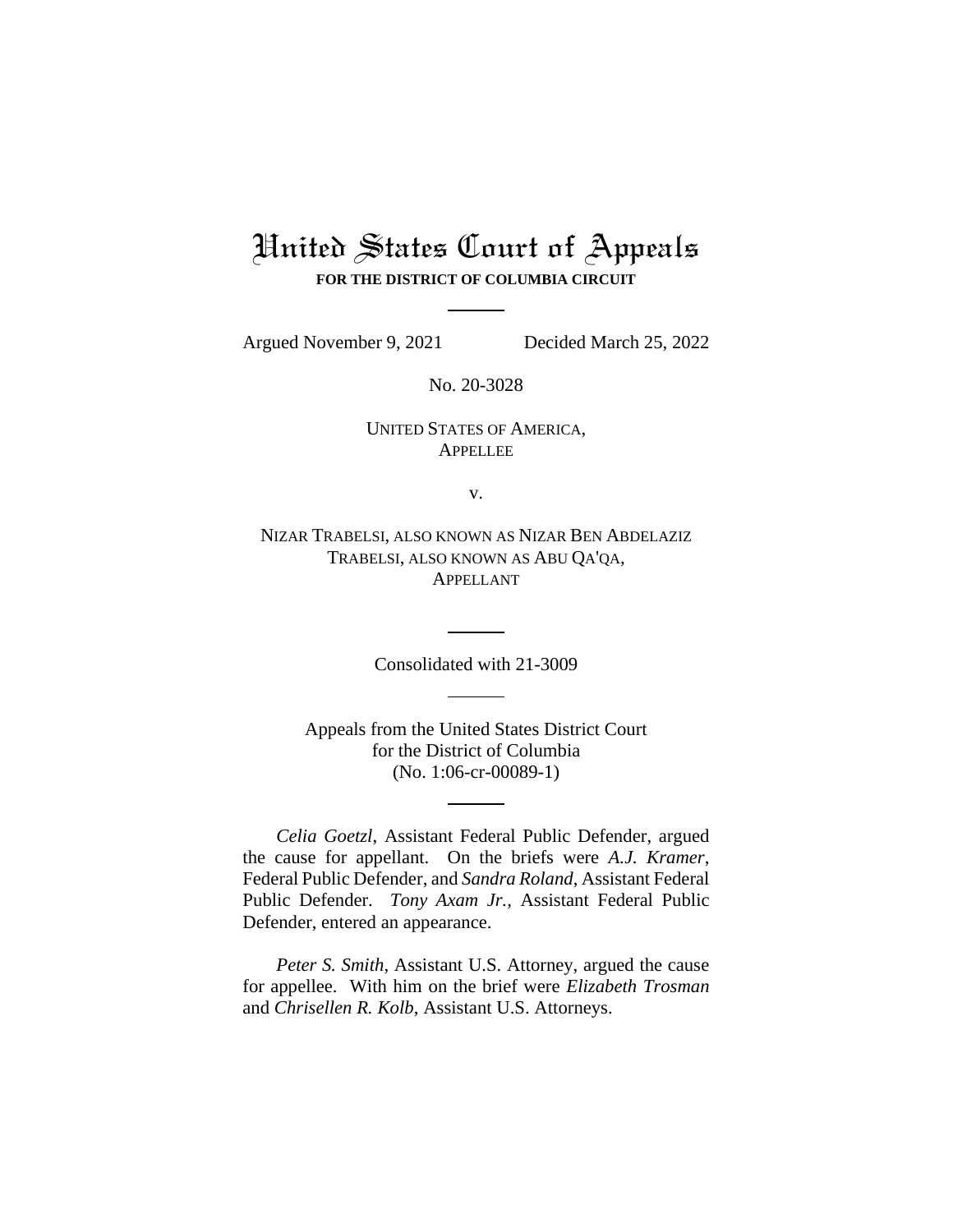# United States Court of Appeals

**FOR THE DISTRICT OF COLUMBIA CIRCUIT**

---

Argued November 9, 2021 Decided March 25, 2022

No. 20-3028

UNITED STATES OF AMERICA,
APPELLEE

v.

NIZAR TRABELSI, ALSO KNOWN AS NIZAR BEN ABDELAZIZ TRABELSI, ALSO KNOWN AS ABU QA'QA,
APPELLANT

---

Consolidated with 21-3009

---

Appeals from the United States District Court
for the District of Columbia
(No. 1:06-cr-00089-1)

---

*Celia Goetzl*, Assistant Federal Public Defender, argued the cause for appellant. On the briefs were *A.J. Kramer*, Federal Public Defender, and *Sandra Roland*, Assistant Federal Public Defender. *Tony Axam Jr.*, Assistant Federal Public Defender, entered an appearance.

*Peter S. Smith*, Assistant U.S. Attorney, argued the cause for appellee. With him on the brief were *Elizabeth Trosman* and *Chrisellen R. Kolb*, Assistant U.S. Attorneys.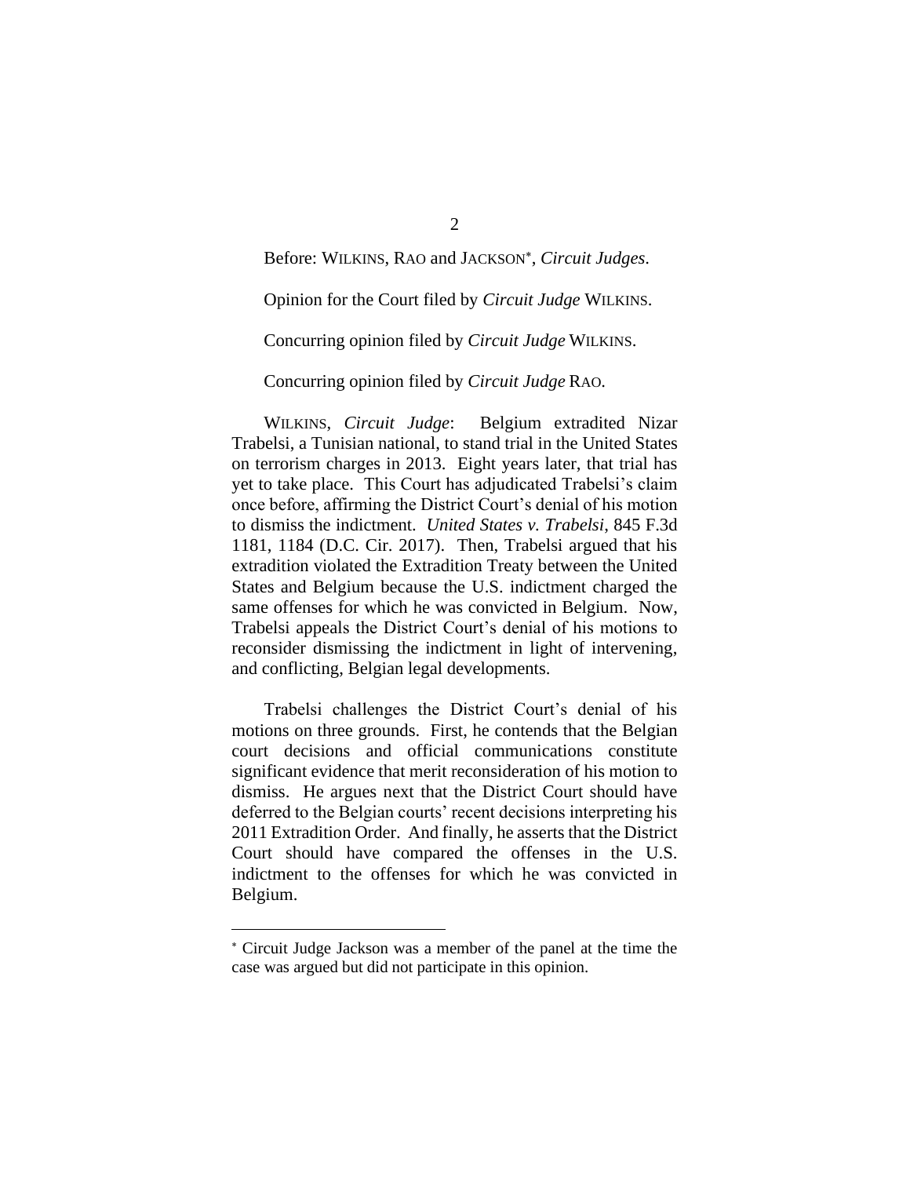Before: WILKINS, RAO and JACKSON[*], *Circuit Judges*.

Opinion for the Court filed by *Circuit Judge* WILKINS.

Concurring opinion filed by *Circuit Judge* WILKINS.

Concurring opinion filed by *Circuit Judge* RAO.

WILKINS, *Circuit Judge*: Belgium extradited Nizar Trabelsi, a Tunisian national, to stand trial in the United States on terrorism charges in 2013. Eight years later, that trial has yet to take place. This Court has adjudicated Trabelsi's claim once before, affirming the District Court's denial of his motion to dismiss the indictment. *United States v. Trabelsi*, 845 F.3d 1181, 1184 (D.C. Cir. 2017). Then, Trabelsi argued that his extradition violated the Extradition Treaty between the United States and Belgium because the U.S. indictment charged the same offenses for which he was convicted in Belgium. Now, Trabelsi appeals the District Court's denial of his motions to reconsider dismissing the indictment in light of intervening, and conflicting, Belgian legal developments.

Trabelsi challenges the District Court's denial of his motions on three grounds. First, he contends that the Belgian court decisions and official communications constitute significant evidence that merit reconsideration of his motion to dismiss. He argues next that the District Court should have deferred to the Belgian courts' recent decisions interpreting his 2011 Extradition Order. And finally, he asserts that the District Court should have compared the offenses in the U.S. indictment to the offenses for which he was convicted in Belgium.

[*] Circuit Judge Jackson was a member of the panel at the time the case was argued but did not participate in this opinion.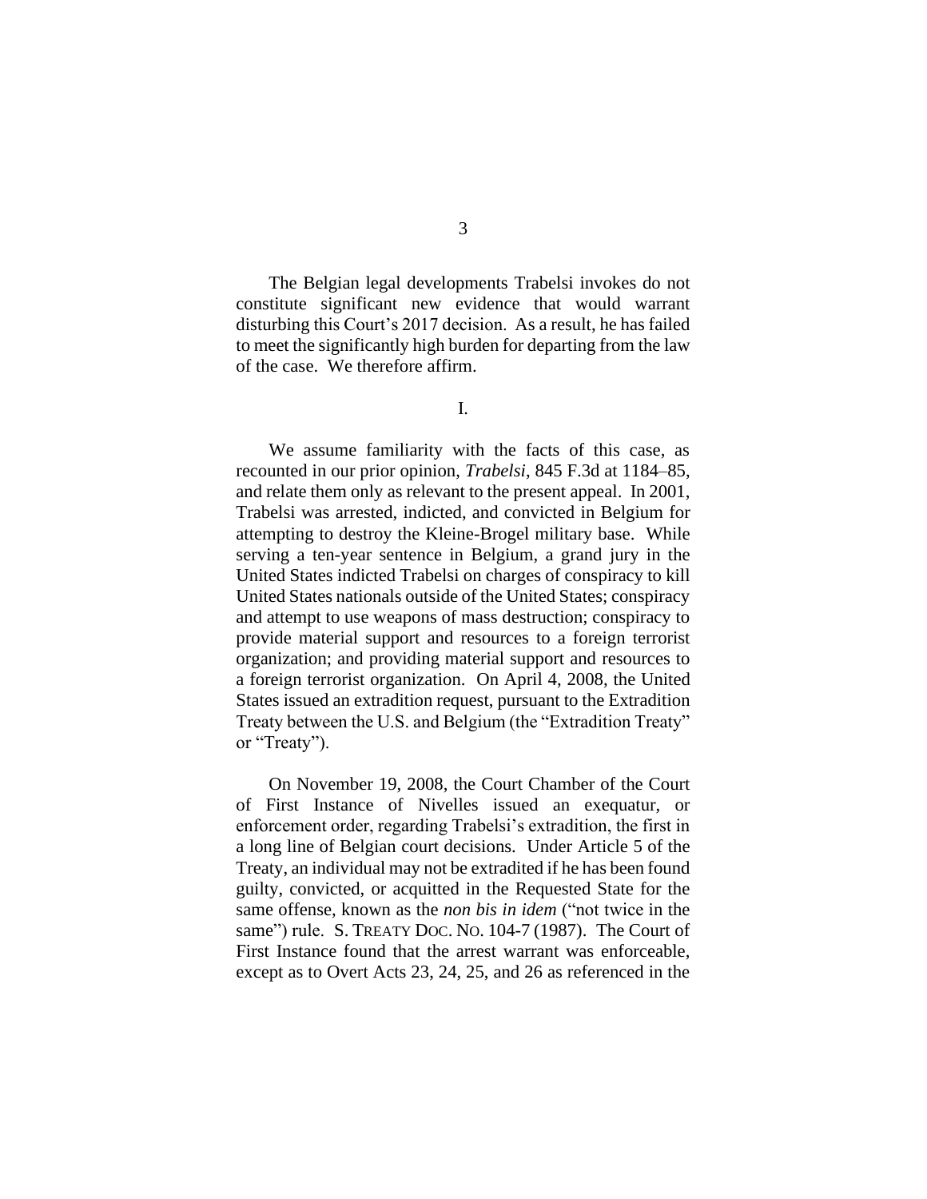The Belgian legal developments Trabelsi invokes do not constitute significant new evidence that would warrant disturbing this Court's 2017 decision. As a result, he has failed to meet the significantly high burden for departing from the law of the case. We therefore affirm.

## I.

We assume familiarity with the facts of this case, as recounted in our prior opinion, *Trabelsi*, 845 F.3d at 1184–85, and relate them only as relevant to the present appeal. In 2001, Trabelsi was arrested, indicted, and convicted in Belgium for attempting to destroy the Kleine-Brogel military base. While serving a ten-year sentence in Belgium, a grand jury in the United States indicted Trabelsi on charges of conspiracy to kill United States nationals outside of the United States; conspiracy and attempt to use weapons of mass destruction; conspiracy to provide material support and resources to a foreign terrorist organization; and providing material support and resources to a foreign terrorist organization. On April 4, 2008, the United States issued an extradition request, pursuant to the Extradition Treaty between the U.S. and Belgium (the "Extradition Treaty" or "Treaty").

On November 19, 2008, the Court Chamber of the Court of First Instance of Nivelles issued an exequatur, or enforcement order, regarding Trabelsi's extradition, the first in a long line of Belgian court decisions. Under Article 5 of the Treaty, an individual may not be extradited if he has been found guilty, convicted, or acquitted in the Requested State for the same offense, known as the *non bis in idem* ("not twice in the same") rule. S. TREATY DOC. NO. 104-7 (1987). The Court of First Instance found that the arrest warrant was enforceable, except as to Overt Acts 23, 24, 25, and 26 as referenced in the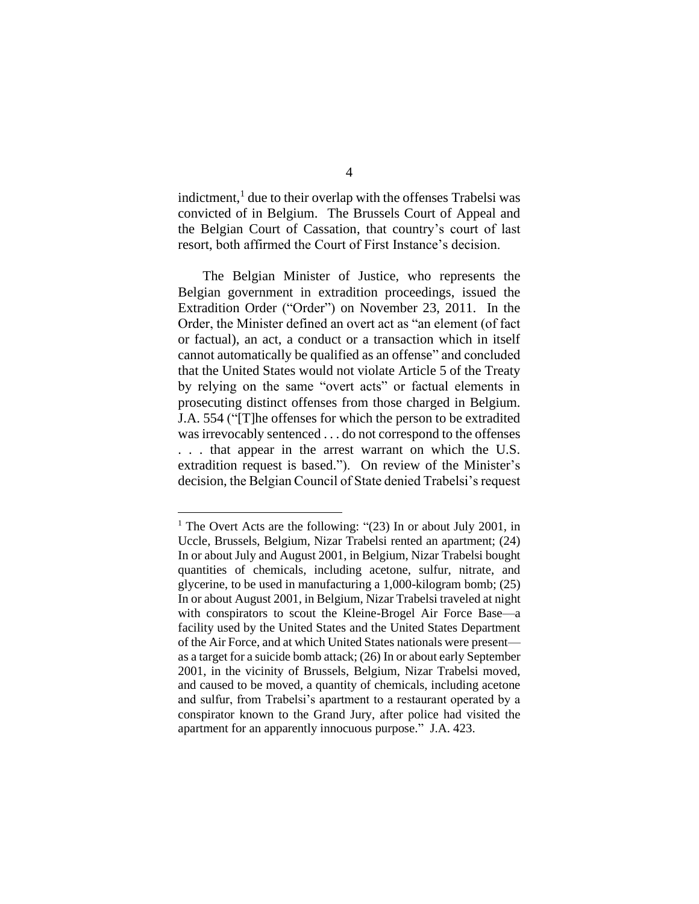indictment,[1] due to their overlap with the offenses Trabelsi was convicted of in Belgium. The Brussels Court of Appeal and the Belgian Court of Cassation, that country's court of last resort, both affirmed the Court of First Instance's decision.

The Belgian Minister of Justice, who represents the Belgian government in extradition proceedings, issued the Extradition Order ("Order") on November 23, 2011. In the Order, the Minister defined an overt act as "an element (of fact or factual), an act, a conduct or a transaction which in itself cannot automatically be qualified as an offense" and concluded that the United States would not violate Article 5 of the Treaty by relying on the same "overt acts" or factual elements in prosecuting distinct offenses from those charged in Belgium. J.A. 554 ("[T]he offenses for which the person to be extradited was irrevocably sentenced . . . do not correspond to the offenses . . . that appear in the arrest warrant on which the U.S. extradition request is based."). On review of the Minister's decision, the Belgian Council of State denied Trabelsi's request

---

[1] The Overt Acts are the following: "(23) In or about July 2001, in Uccle, Brussels, Belgium, Nizar Trabelsi rented an apartment; (24) In or about July and August 2001, in Belgium, Nizar Trabelsi bought quantities of chemicals, including acetone, sulfur, nitrate, and glycerine, to be used in manufacturing a 1,000-kilogram bomb; (25) In or about August 2001, in Belgium, Nizar Trabelsi traveled at night with conspirators to scout the Kleine-Brogel Air Force Base—a facility used by the United States and the United States Department of the Air Force, and at which United States nationals were present—as a target for a suicide bomb attack; (26) In or about early September 2001, in the vicinity of Brussels, Belgium, Nizar Trabelsi moved, and caused to be moved, a quantity of chemicals, including acetone and sulfur, from Trabelsi's apartment to a restaurant operated by a conspirator known to the Grand Jury, after police had visited the apartment for an apparently innocuous purpose." J.A. 423.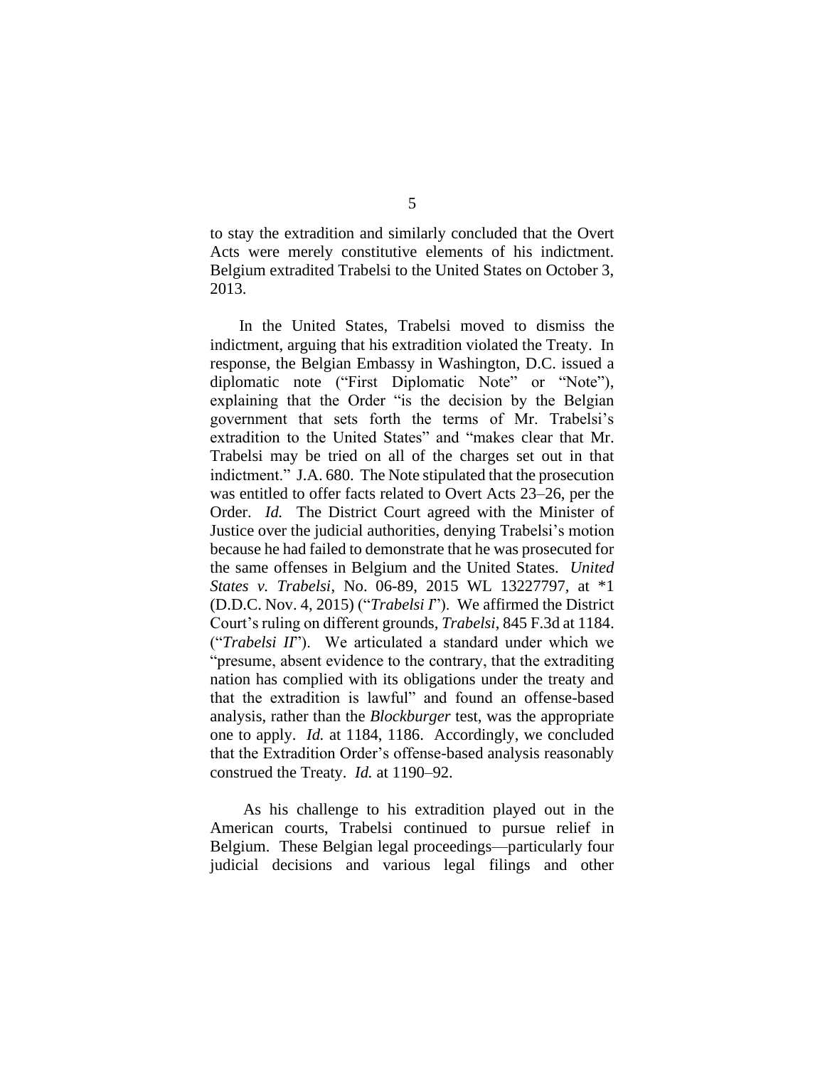to stay the extradition and similarly concluded that the Overt Acts were merely constitutive elements of his indictment. Belgium extradited Trabelsi to the United States on October 3, 2013.

In the United States, Trabelsi moved to dismiss the indictment, arguing that his extradition violated the Treaty. In response, the Belgian Embassy in Washington, D.C. issued a diplomatic note ("First Diplomatic Note" or "Note"), explaining that the Order "is the decision by the Belgian government that sets forth the terms of Mr. Trabelsi's extradition to the United States" and "makes clear that Mr. Trabelsi may be tried on all of the charges set out in that indictment." J.A. 680. The Note stipulated that the prosecution was entitled to offer facts related to Overt Acts 23–26, per the Order. *Id.* The District Court agreed with the Minister of Justice over the judicial authorities, denying Trabelsi's motion because he had failed to demonstrate that he was prosecuted for the same offenses in Belgium and the United States. *United States v. Trabelsi*, No. 06-89, 2015 WL 13227797, at *1 (D.D.C. Nov. 4, 2015) ("*Trabelsi I*"). We affirmed the District Court's ruling on different grounds, *Trabelsi*, 845 F.3d at 1184. ("*Trabelsi II*"). We articulated a standard under which we "presume, absent evidence to the contrary, that the extraditing nation has complied with its obligations under the treaty and that the extradition is lawful" and found an offense-based analysis, rather than the *Blockburger* test, was the appropriate one to apply. *Id.* at 1184, 1186. Accordingly, we concluded that the Extradition Order's offense-based analysis reasonably construed the Treaty. *Id.* at 1190–92.

As his challenge to his extradition played out in the American courts, Trabelsi continued to pursue relief in Belgium. These Belgian legal proceedings—particularly four judicial decisions and various legal filings and other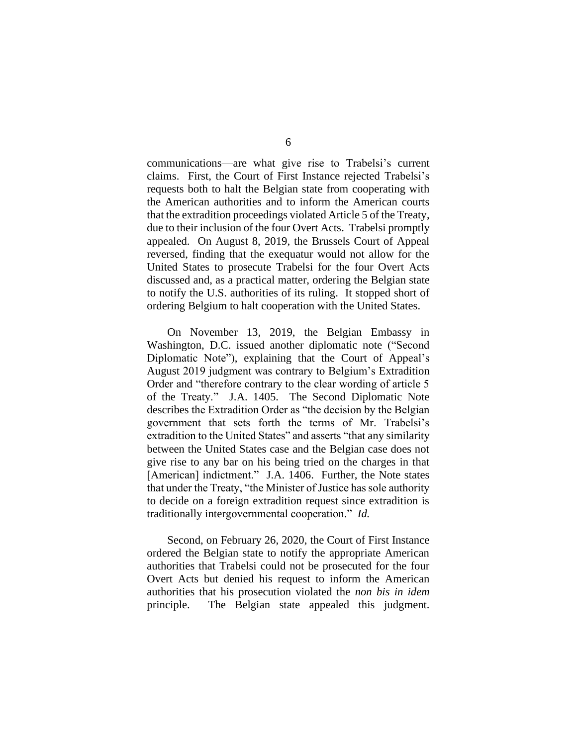communications—are what give rise to Trabelsi's current claims. First, the Court of First Instance rejected Trabelsi's requests both to halt the Belgian state from cooperating with the American authorities and to inform the American courts that the extradition proceedings violated Article 5 of the Treaty, due to their inclusion of the four Overt Acts. Trabelsi promptly appealed. On August 8, 2019, the Brussels Court of Appeal reversed, finding that the exequatur would not allow for the United States to prosecute Trabelsi for the four Overt Acts discussed and, as a practical matter, ordering the Belgian state to notify the U.S. authorities of its ruling. It stopped short of ordering Belgium to halt cooperation with the United States.

On November 13, 2019, the Belgian Embassy in Washington, D.C. issued another diplomatic note ("Second Diplomatic Note"), explaining that the Court of Appeal's August 2019 judgment was contrary to Belgium's Extradition Order and "therefore contrary to the clear wording of article 5 of the Treaty." J.A. 1405. The Second Diplomatic Note describes the Extradition Order as "the decision by the Belgian government that sets forth the terms of Mr. Trabelsi's extradition to the United States" and asserts "that any similarity between the United States case and the Belgian case does not give rise to any bar on his being tried on the charges in that [American] indictment." J.A. 1406. Further, the Note states that under the Treaty, "the Minister of Justice has sole authority to decide on a foreign extradition request since extradition is traditionally intergovernmental cooperation." *Id.*

Second, on February 26, 2020, the Court of First Instance ordered the Belgian state to notify the appropriate American authorities that Trabelsi could not be prosecuted for the four Overt Acts but denied his request to inform the American authorities that his prosecution violated the *non bis in idem* principle. The Belgian state appealed this judgment.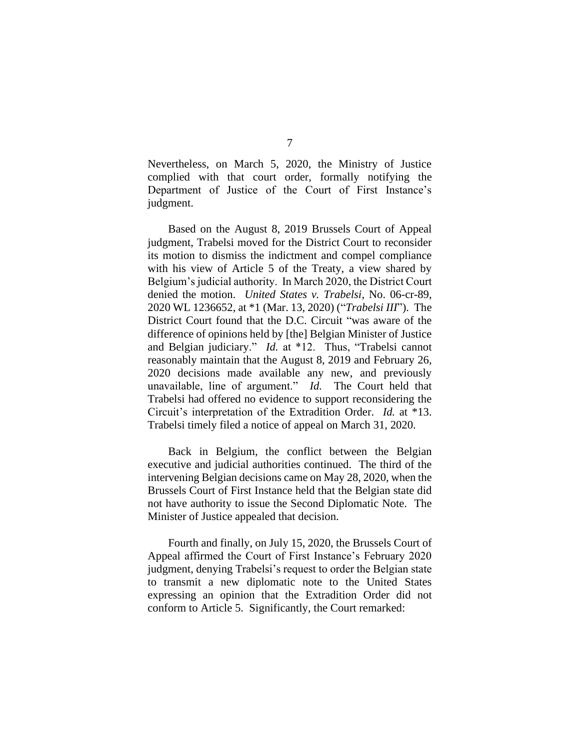Nevertheless, on March 5, 2020, the Ministry of Justice complied with that court order, formally notifying the Department of Justice of the Court of First Instance's judgment.

Based on the August 8, 2019 Brussels Court of Appeal judgment, Trabelsi moved for the District Court to reconsider its motion to dismiss the indictment and compel compliance with his view of Article 5 of the Treaty, a view shared by Belgium's judicial authority. In March 2020, the District Court denied the motion. *United States v. Trabelsi*, No. 06-cr-89, 2020 WL 1236652, at *1 (Mar. 13, 2020) ("*Trabelsi III*"). The District Court found that the D.C. Circuit "was aware of the difference of opinions held by [the] Belgian Minister of Justice and Belgian judiciary." *Id.* at *12. Thus, "Trabelsi cannot reasonably maintain that the August 8, 2019 and February 26, 2020 decisions made available any new, and previously unavailable, line of argument." *Id.* The Court held that Trabelsi had offered no evidence to support reconsidering the Circuit's interpretation of the Extradition Order. *Id.* at *13. Trabelsi timely filed a notice of appeal on March 31, 2020.

Back in Belgium, the conflict between the Belgian executive and judicial authorities continued. The third of the intervening Belgian decisions came on May 28, 2020, when the Brussels Court of First Instance held that the Belgian state did not have authority to issue the Second Diplomatic Note. The Minister of Justice appealed that decision.

Fourth and finally, on July 15, 2020, the Brussels Court of Appeal affirmed the Court of First Instance's February 2020 judgment, denying Trabelsi's request to order the Belgian state to transmit a new diplomatic note to the United States expressing an opinion that the Extradition Order did not conform to Article 5. Significantly, the Court remarked: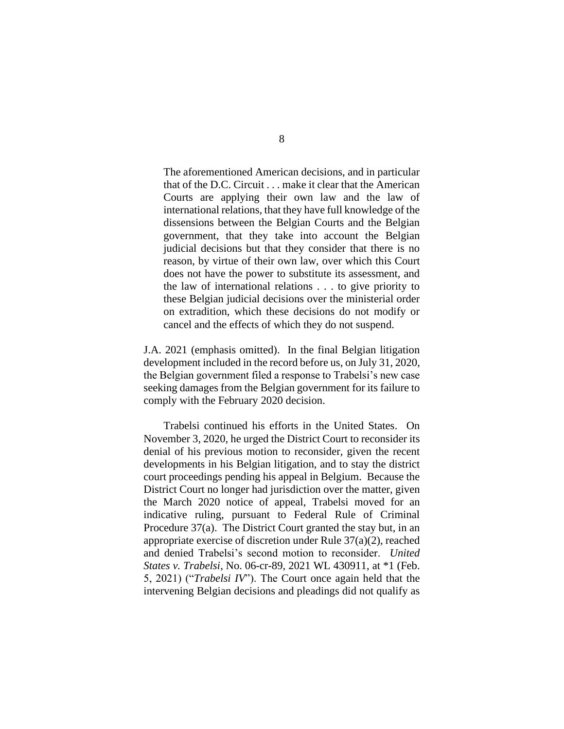> The aforementioned American decisions, and in particular that of the D.C. Circuit . . . make it clear that the American Courts are applying their own law and the law of international relations, that they have full knowledge of the dissensions between the Belgian Courts and the Belgian government, that they take into account the Belgian judicial decisions but that they consider that there is no reason, by virtue of their own law, over which this Court does not have the power to substitute its assessment, and the law of international relations . . . to give priority to these Belgian judicial decisions over the ministerial order on extradition, which these decisions do not modify or cancel and the effects of which they do not suspend.

J.A. 2021 (emphasis omitted). In the final Belgian litigation development included in the record before us, on July 31, 2020, the Belgian government filed a response to Trabelsi's new case seeking damages from the Belgian government for its failure to comply with the February 2020 decision.

Trabelsi continued his efforts in the United States. On November 3, 2020, he urged the District Court to reconsider its denial of his previous motion to reconsider, given the recent developments in his Belgian litigation, and to stay the district court proceedings pending his appeal in Belgium. Because the District Court no longer had jurisdiction over the matter, given the March 2020 notice of appeal, Trabelsi moved for an indicative ruling, pursuant to Federal Rule of Criminal Procedure 37(a). The District Court granted the stay but, in an appropriate exercise of discretion under Rule 37(a)(2), reached and denied Trabelsi's second motion to reconsider. *United States v. Trabelsi*, No. 06-cr-89, 2021 WL 430911, at *1 (Feb. 5, 2021) ("*Trabelsi IV*"). The Court once again held that the intervening Belgian decisions and pleadings did not qualify as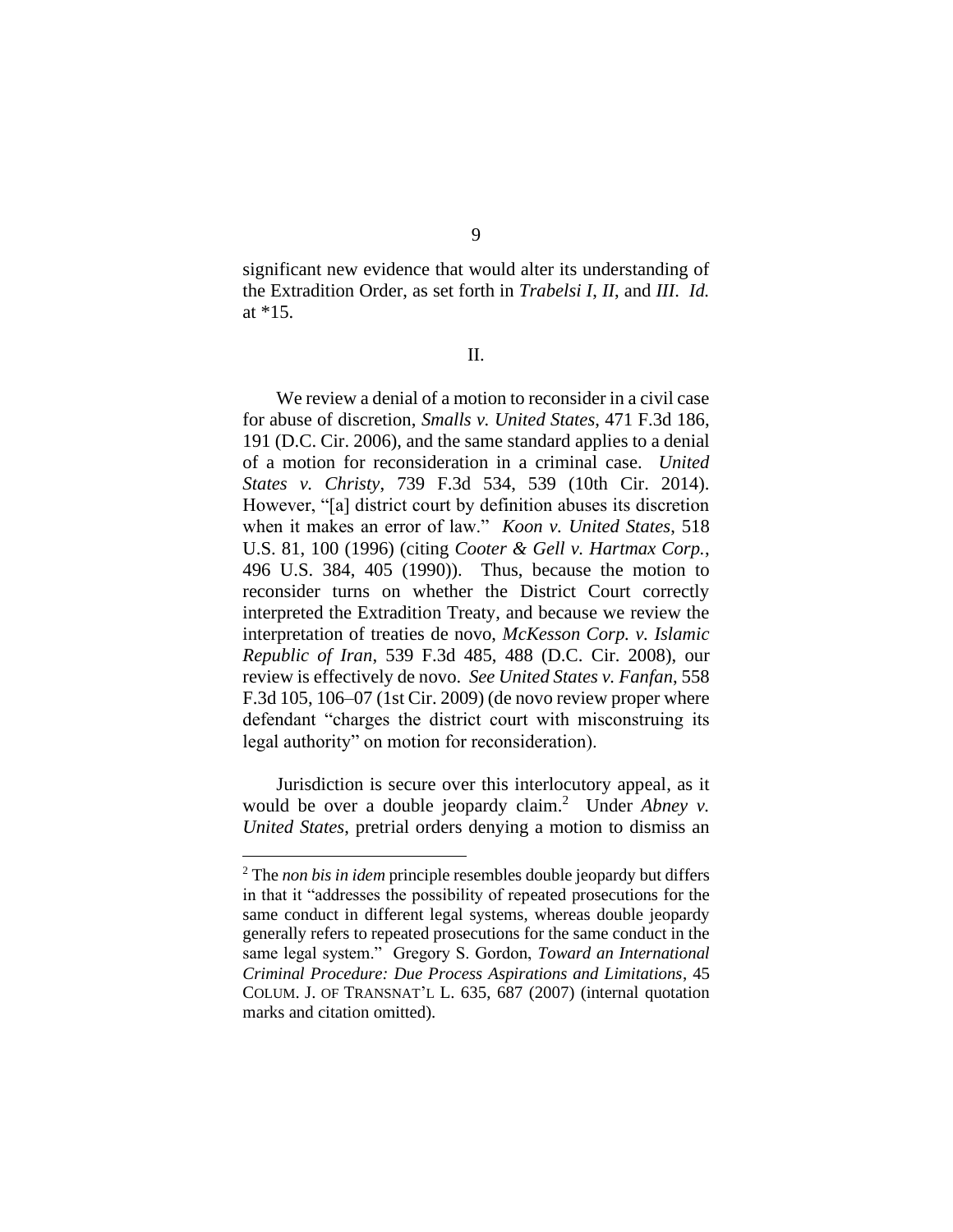significant new evidence that would alter its understanding of the Extradition Order, as set forth in *Trabelsi I*, *II*, and *III*. *Id.* at *15.

## II.

We review a denial of a motion to reconsider in a civil case for abuse of discretion, *Smalls v. United States*, 471 F.3d 186, 191 (D.C. Cir. 2006), and the same standard applies to a denial of a motion for reconsideration in a criminal case. *United States v. Christy*, 739 F.3d 534, 539 (10th Cir. 2014). However, "[a] district court by definition abuses its discretion when it makes an error of law." *Koon v. United States*, 518 U.S. 81, 100 (1996) (citing *Cooter & Gell v. Hartmax Corp.*, 496 U.S. 384, 405 (1990)). Thus, because the motion to reconsider turns on whether the District Court correctly interpreted the Extradition Treaty, and because we review the interpretation of treaties de novo, *McKesson Corp. v. Islamic Republic of Iran*, 539 F.3d 485, 488 (D.C. Cir. 2008), our review is effectively de novo. *See United States v. Fanfan*, 558 F.3d 105, 106–07 (1st Cir. 2009) (de novo review proper where defendant "charges the district court with misconstruing its legal authority" on motion for reconsideration).

Jurisdiction is secure over this interlocutory appeal, as it would be over a double jeopardy claim.[2] Under *Abney v. United States*, pretrial orders denying a motion to dismiss an

---

[2] The *non bis in idem* principle resembles double jeopardy but differs in that it "addresses the possibility of repeated prosecutions for the same conduct in different legal systems, whereas double jeopardy generally refers to repeated prosecutions for the same conduct in the same legal system." Gregory S. Gordon, *Toward an International Criminal Procedure: Due Process Aspirations and Limitations*, 45 COLUM. J. OF TRANSNAT'L L. 635, 687 (2007) (internal quotation marks and citation omitted).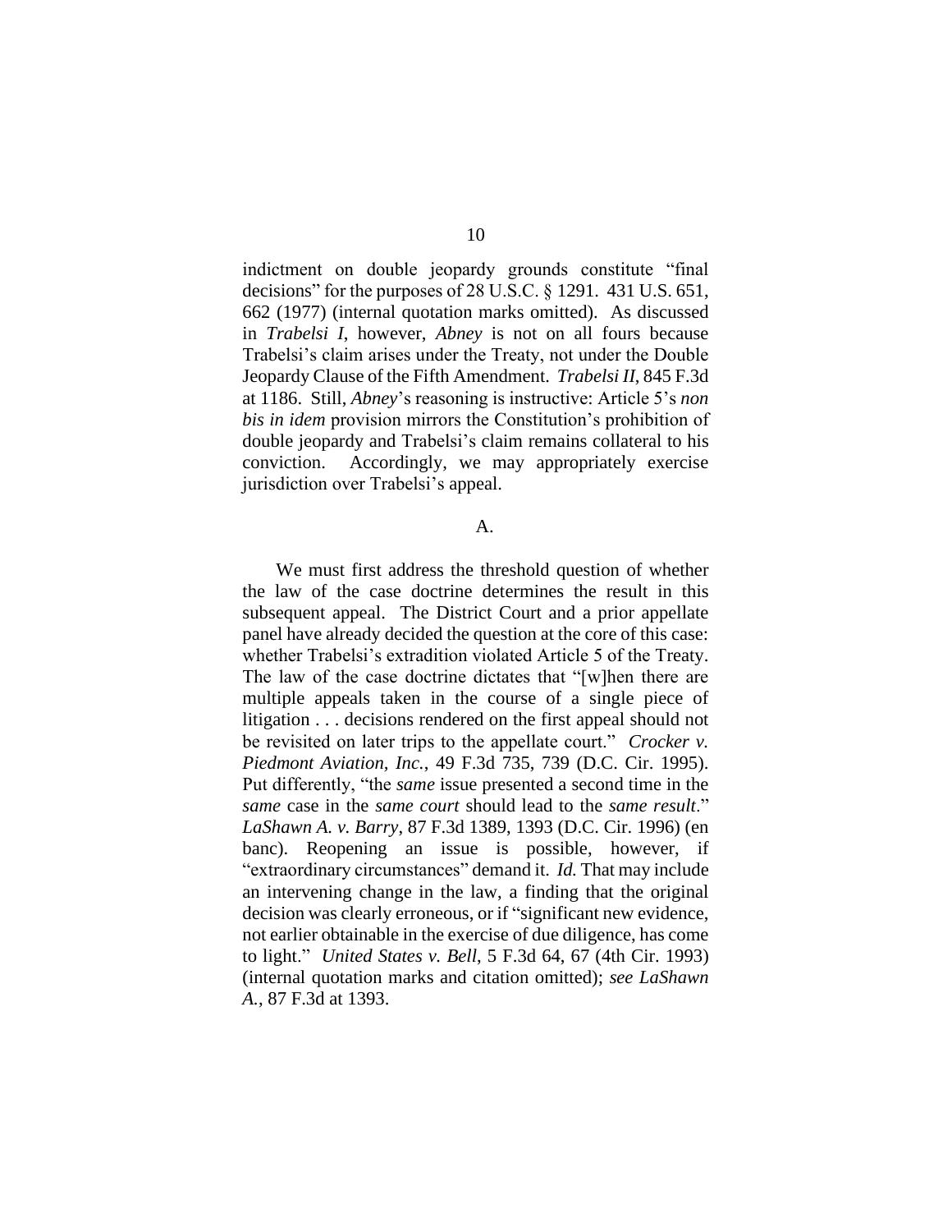indictment on double jeopardy grounds constitute "final decisions" for the purposes of 28 U.S.C. § 1291. 431 U.S. 651, 662 (1977) (internal quotation marks omitted). As discussed in *Trabelsi I*, however, *Abney* is not on all fours because Trabelsi's claim arises under the Treaty, not under the Double Jeopardy Clause of the Fifth Amendment. *Trabelsi II*, 845 F.3d at 1186. Still, *Abney*'s reasoning is instructive: Article 5's *non bis in idem* provision mirrors the Constitution's prohibition of double jeopardy and Trabelsi's claim remains collateral to his conviction. Accordingly, we may appropriately exercise jurisdiction over Trabelsi's appeal.

## A.

We must first address the threshold question of whether the law of the case doctrine determines the result in this subsequent appeal. The District Court and a prior appellate panel have already decided the question at the core of this case: whether Trabelsi's extradition violated Article 5 of the Treaty. The law of the case doctrine dictates that "[w]hen there are multiple appeals taken in the course of a single piece of litigation . . . decisions rendered on the first appeal should not be revisited on later trips to the appellate court." *Crocker v. Piedmont Aviation, Inc.*, 49 F.3d 735, 739 (D.C. Cir. 1995). Put differently, "the *same* issue presented a second time in the *same* case in the *same court* should lead to the *same result*." *LaShawn A. v. Barry*, 87 F.3d 1389, 1393 (D.C. Cir. 1996) (en banc). Reopening an issue is possible, however, if "extraordinary circumstances" demand it. *Id.* That may include an intervening change in the law, a finding that the original decision was clearly erroneous, or if "significant new evidence, not earlier obtainable in the exercise of due diligence, has come to light." *United States v. Bell*, 5 F.3d 64, 67 (4th Cir. 1993) (internal quotation marks and citation omitted); *see LaShawn A.*, 87 F.3d at 1393.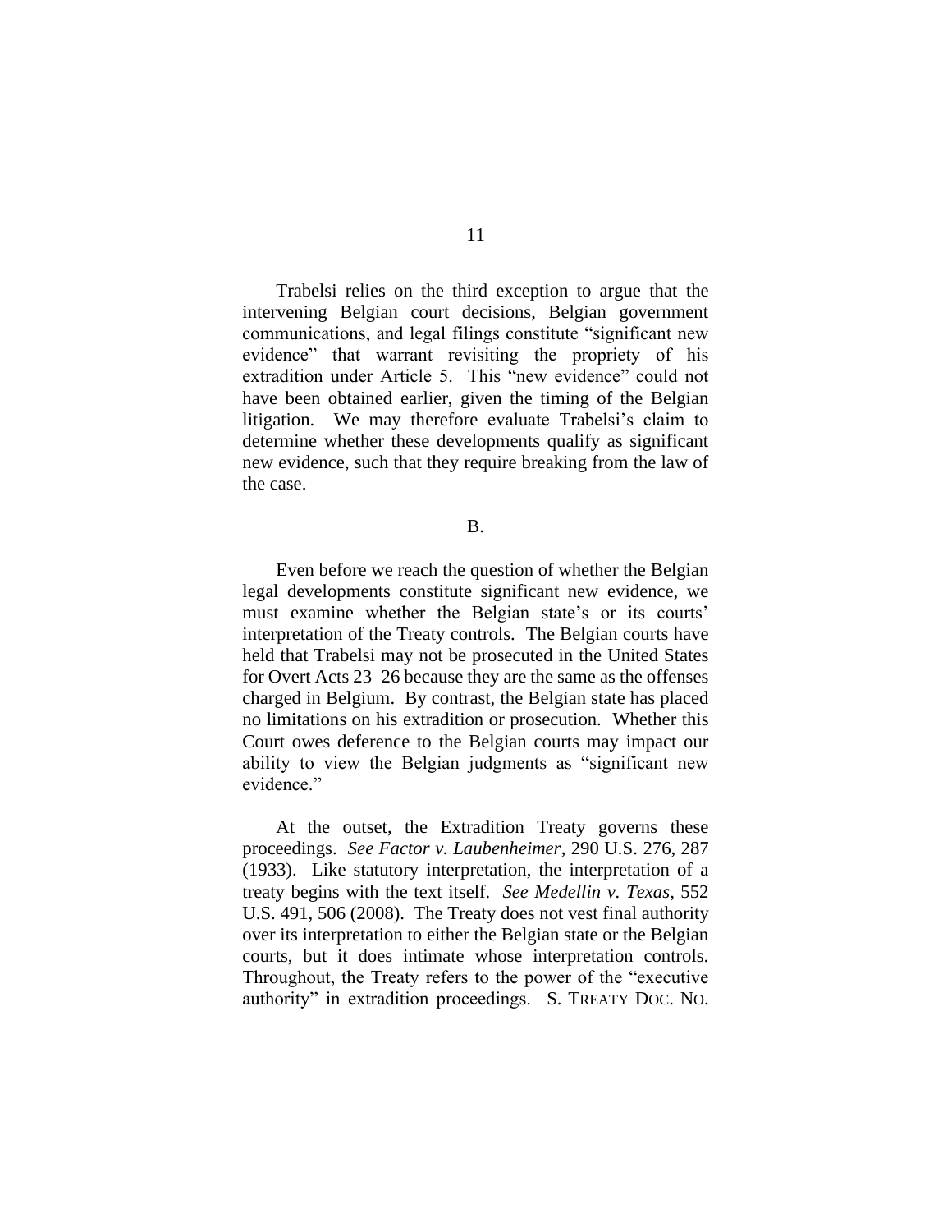Trabelsi relies on the third exception to argue that the intervening Belgian court decisions, Belgian government communications, and legal filings constitute "significant new evidence" that warrant revisiting the propriety of his extradition under Article 5. This "new evidence" could not have been obtained earlier, given the timing of the Belgian litigation. We may therefore evaluate Trabelsi's claim to determine whether these developments qualify as significant new evidence, such that they require breaking from the law of the case.

B.

Even before we reach the question of whether the Belgian legal developments constitute significant new evidence, we must examine whether the Belgian state's or its courts' interpretation of the Treaty controls. The Belgian courts have held that Trabelsi may not be prosecuted in the United States for Overt Acts 23–26 because they are the same as the offenses charged in Belgium. By contrast, the Belgian state has placed no limitations on his extradition or prosecution. Whether this Court owes deference to the Belgian courts may impact our ability to view the Belgian judgments as "significant new evidence."

At the outset, the Extradition Treaty governs these proceedings. *See Factor v. Laubenheimer*, 290 U.S. 276, 287 (1933). Like statutory interpretation, the interpretation of a treaty begins with the text itself. *See Medellin v. Texas*, 552 U.S. 491, 506 (2008). The Treaty does not vest final authority over its interpretation to either the Belgian state or the Belgian courts, but it does intimate whose interpretation controls. Throughout, the Treaty refers to the power of the "executive authority" in extradition proceedings. S. TREATY DOC. NO.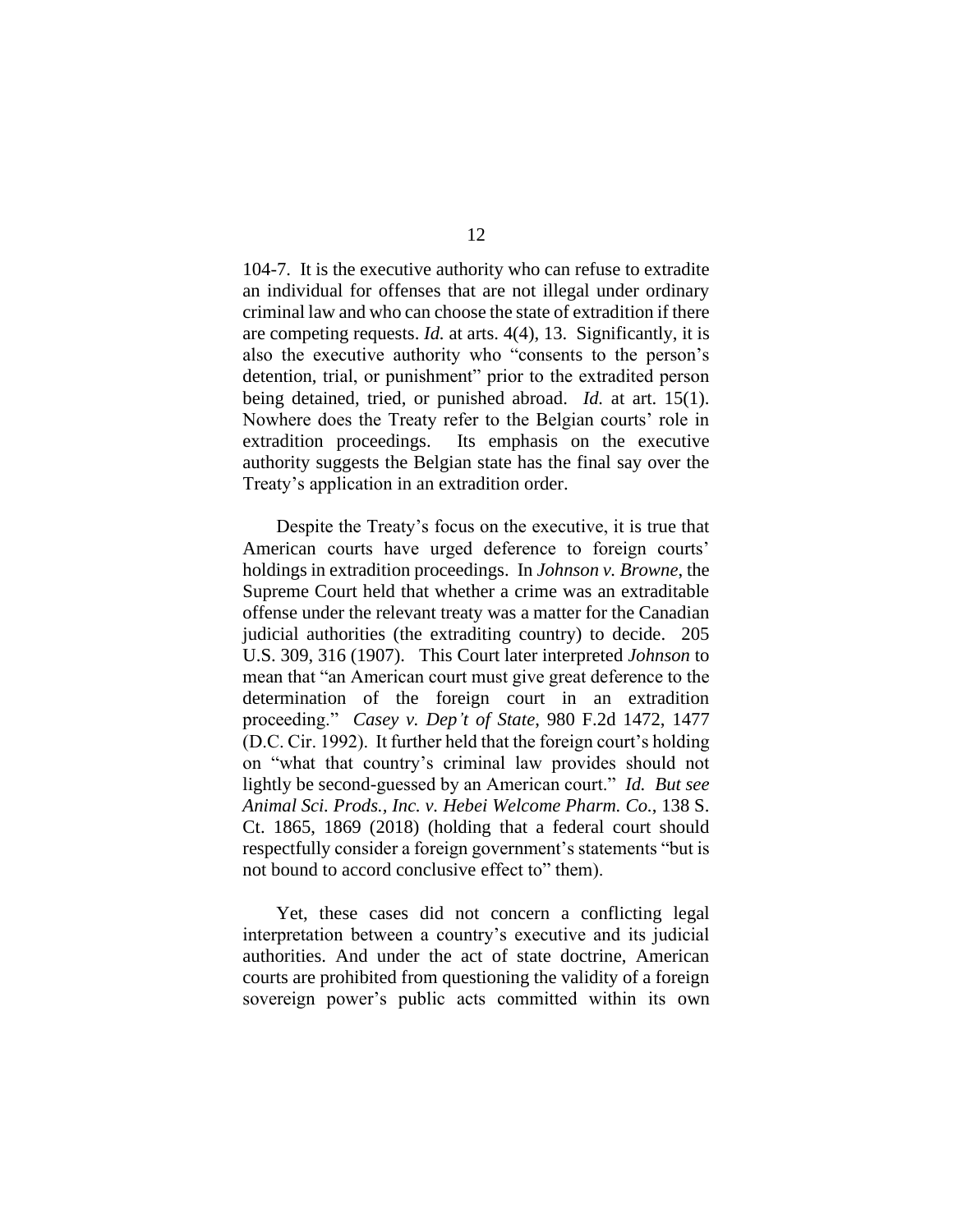104-7. It is the executive authority who can refuse to extradite an individual for offenses that are not illegal under ordinary criminal law and who can choose the state of extradition if there are competing requests. *Id.* at arts. 4(4), 13. Significantly, it is also the executive authority who "consents to the person's detention, trial, or punishment" prior to the extradited person being detained, tried, or punished abroad. *Id.* at art. 15(1). Nowhere does the Treaty refer to the Belgian courts' role in extradition proceedings. Its emphasis on the executive authority suggests the Belgian state has the final say over the Treaty's application in an extradition order.

Despite the Treaty's focus on the executive, it is true that American courts have urged deference to foreign courts' holdings in extradition proceedings. In *Johnson v. Browne*, the Supreme Court held that whether a crime was an extraditable offense under the relevant treaty was a matter for the Canadian judicial authorities (the extraditing country) to decide. 205 U.S. 309, 316 (1907). This Court later interpreted *Johnson* to mean that "an American court must give great deference to the determination of the foreign court in an extradition proceeding." *Casey v. Dep't of State*, 980 F.2d 1472, 1477 (D.C. Cir. 1992). It further held that the foreign court's holding on "what that country's criminal law provides should not lightly be second-guessed by an American court." *Id. But see Animal Sci. Prods., Inc. v. Hebei Welcome Pharm. Co.*, 138 S. Ct. 1865, 1869 (2018) (holding that a federal court should respectfully consider a foreign government's statements "but is not bound to accord conclusive effect to" them).

Yet, these cases did not concern a conflicting legal interpretation between a country's executive and its judicial authorities. And under the act of state doctrine, American courts are prohibited from questioning the validity of a foreign sovereign power's public acts committed within its own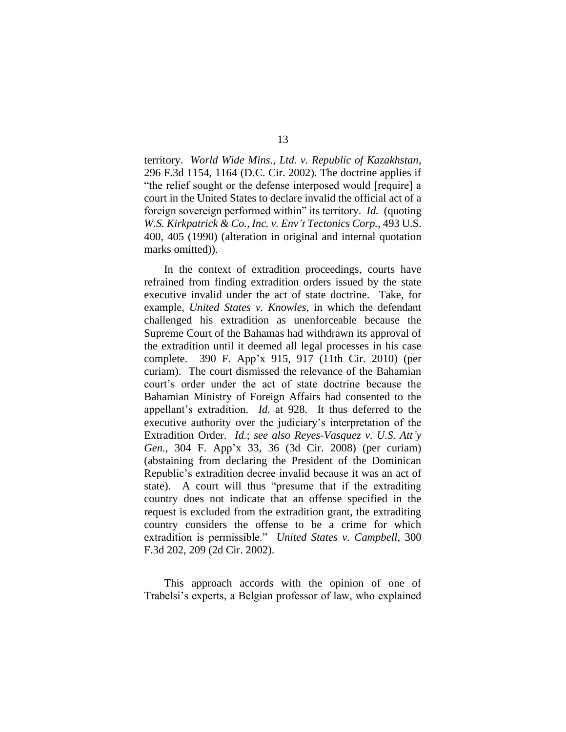territory. *World Wide Mins., Ltd. v. Republic of Kazakhstan*, 296 F.3d 1154, 1164 (D.C. Cir. 2002). The doctrine applies if "the relief sought or the defense interposed would [require] a court in the United States to declare invalid the official act of a foreign sovereign performed within" its territory. *Id.* (quoting *W.S. Kirkpatrick & Co., Inc. v. Env't Tectonics Corp.*, 493 U.S. 400, 405 (1990) (alteration in original and internal quotation marks omitted)).

In the context of extradition proceedings, courts have refrained from finding extradition orders issued by the state executive invalid under the act of state doctrine. Take, for example, *United States v. Knowles*, in which the defendant challenged his extradition as unenforceable because the Supreme Court of the Bahamas had withdrawn its approval of the extradition until it deemed all legal processes in his case complete. 390 F. App'x 915, 917 (11th Cir. 2010) (per curiam). The court dismissed the relevance of the Bahamian court's order under the act of state doctrine because the Bahamian Ministry of Foreign Affairs had consented to the appellant's extradition. *Id.* at 928. It thus deferred to the executive authority over the judiciary's interpretation of the Extradition Order. *Id.*; *see also Reyes-Vasquez v. U.S. Att'y Gen.*, 304 F. App'x 33, 36 (3d Cir. 2008) (per curiam) (abstaining from declaring the President of the Dominican Republic's extradition decree invalid because it was an act of state). A court will thus "presume that if the extraditing country does not indicate that an offense specified in the request is excluded from the extradition grant, the extraditing country considers the offense to be a crime for which extradition is permissible." *United States v. Campbell*, 300 F.3d 202, 209 (2d Cir. 2002).

This approach accords with the opinion of one of Trabelsi's experts, a Belgian professor of law, who explained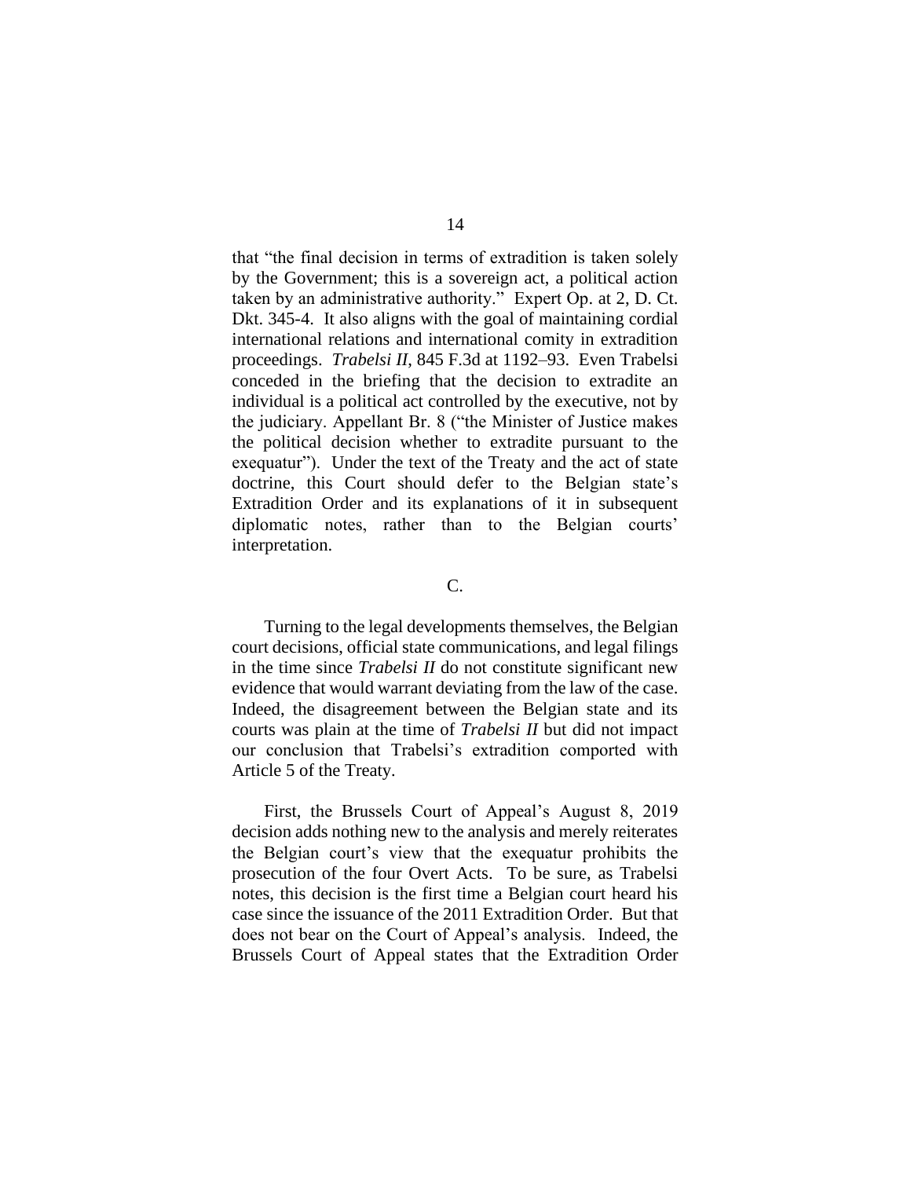that "the final decision in terms of extradition is taken solely by the Government; this is a sovereign act, a political action taken by an administrative authority." Expert Op. at 2, D. Ct. Dkt. 345-4. It also aligns with the goal of maintaining cordial international relations and international comity in extradition proceedings. *Trabelsi II*, 845 F.3d at 1192–93. Even Trabelsi conceded in the briefing that the decision to extradite an individual is a political act controlled by the executive, not by the judiciary. Appellant Br. 8 ("the Minister of Justice makes the political decision whether to extradite pursuant to the exequatur"). Under the text of the Treaty and the act of state doctrine, this Court should defer to the Belgian state's Extradition Order and its explanations of it in subsequent diplomatic notes, rather than to the Belgian courts' interpretation.

C.

Turning to the legal developments themselves, the Belgian court decisions, official state communications, and legal filings in the time since *Trabelsi II* do not constitute significant new evidence that would warrant deviating from the law of the case. Indeed, the disagreement between the Belgian state and its courts was plain at the time of *Trabelsi II* but did not impact our conclusion that Trabelsi's extradition comported with Article 5 of the Treaty.

First, the Brussels Court of Appeal's August 8, 2019 decision adds nothing new to the analysis and merely reiterates the Belgian court's view that the exequatur prohibits the prosecution of the four Overt Acts. To be sure, as Trabelsi notes, this decision is the first time a Belgian court heard his case since the issuance of the 2011 Extradition Order. But that does not bear on the Court of Appeal's analysis. Indeed, the Brussels Court of Appeal states that the Extradition Order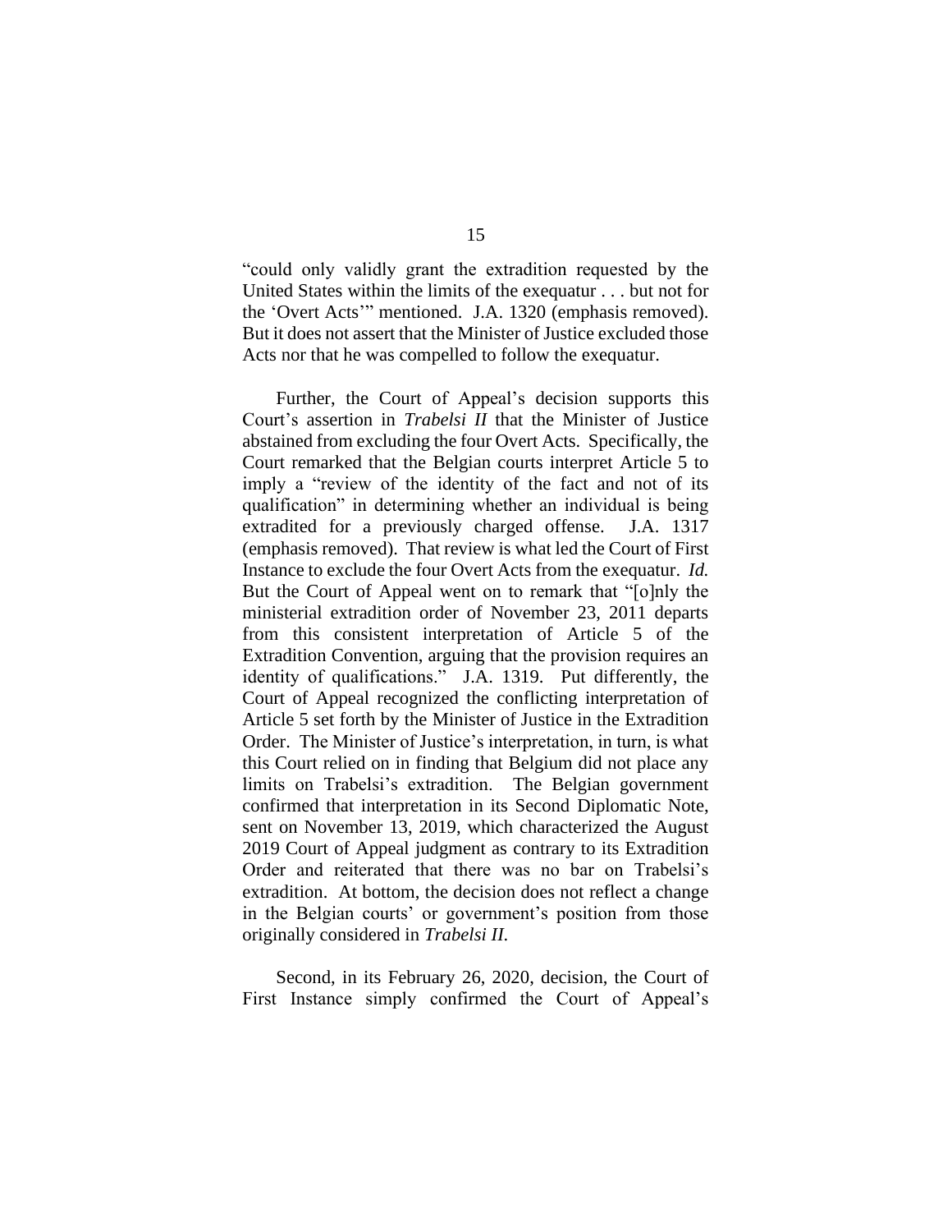"could only validly grant the extradition requested by the United States within the limits of the exequatur . . . but not for the 'Overt Acts'" mentioned. J.A. 1320 (emphasis removed). But it does not assert that the Minister of Justice excluded those Acts nor that he was compelled to follow the exequatur.

Further, the Court of Appeal's decision supports this Court's assertion in *Trabelsi II* that the Minister of Justice abstained from excluding the four Overt Acts. Specifically, the Court remarked that the Belgian courts interpret Article 5 to imply a "review of the identity of the fact and not of its qualification" in determining whether an individual is being extradited for a previously charged offense. J.A. 1317 (emphasis removed). That review is what led the Court of First Instance to exclude the four Overt Acts from the exequatur. *Id.* But the Court of Appeal went on to remark that "[o]nly the ministerial extradition order of November 23, 2011 departs from this consistent interpretation of Article 5 of the Extradition Convention, arguing that the provision requires an identity of qualifications." J.A. 1319. Put differently, the Court of Appeal recognized the conflicting interpretation of Article 5 set forth by the Minister of Justice in the Extradition Order. The Minister of Justice's interpretation, in turn, is what this Court relied on in finding that Belgium did not place any limits on Trabelsi's extradition. The Belgian government confirmed that interpretation in its Second Diplomatic Note, sent on November 13, 2019, which characterized the August 2019 Court of Appeal judgment as contrary to its Extradition Order and reiterated that there was no bar on Trabelsi's extradition. At bottom, the decision does not reflect a change in the Belgian courts' or government's position from those originally considered in *Trabelsi II.*

Second, in its February 26, 2020, decision, the Court of First Instance simply confirmed the Court of Appeal's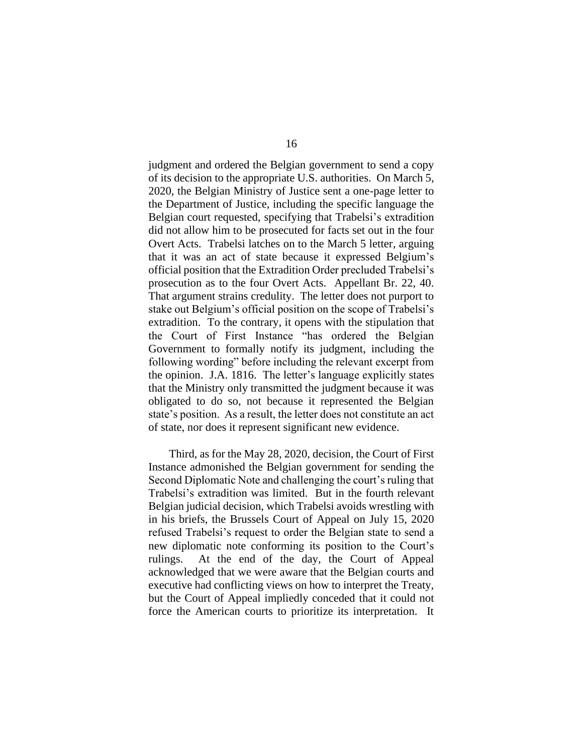judgment and ordered the Belgian government to send a copy of its decision to the appropriate U.S. authorities. On March 5, 2020, the Belgian Ministry of Justice sent a one-page letter to the Department of Justice, including the specific language the Belgian court requested, specifying that Trabelsi's extradition did not allow him to be prosecuted for facts set out in the four Overt Acts. Trabelsi latches on to the March 5 letter, arguing that it was an act of state because it expressed Belgium's official position that the Extradition Order precluded Trabelsi's prosecution as to the four Overt Acts. Appellant Br. 22, 40. That argument strains credulity. The letter does not purport to stake out Belgium's official position on the scope of Trabelsi's extradition. To the contrary, it opens with the stipulation that the Court of First Instance "has ordered the Belgian Government to formally notify its judgment, including the following wording" before including the relevant excerpt from the opinion. J.A. 1816. The letter's language explicitly states that the Ministry only transmitted the judgment because it was obligated to do so, not because it represented the Belgian state's position. As a result, the letter does not constitute an act of state, nor does it represent significant new evidence.

Third, as for the May 28, 2020, decision, the Court of First Instance admonished the Belgian government for sending the Second Diplomatic Note and challenging the court's ruling that Trabelsi's extradition was limited. But in the fourth relevant Belgian judicial decision, which Trabelsi avoids wrestling with in his briefs, the Brussels Court of Appeal on July 15, 2020 refused Trabelsi's request to order the Belgian state to send a new diplomatic note conforming its position to the Court's rulings. At the end of the day, the Court of Appeal acknowledged that we were aware that the Belgian courts and executive had conflicting views on how to interpret the Treaty, but the Court of Appeal impliedly conceded that it could not force the American courts to prioritize its interpretation. It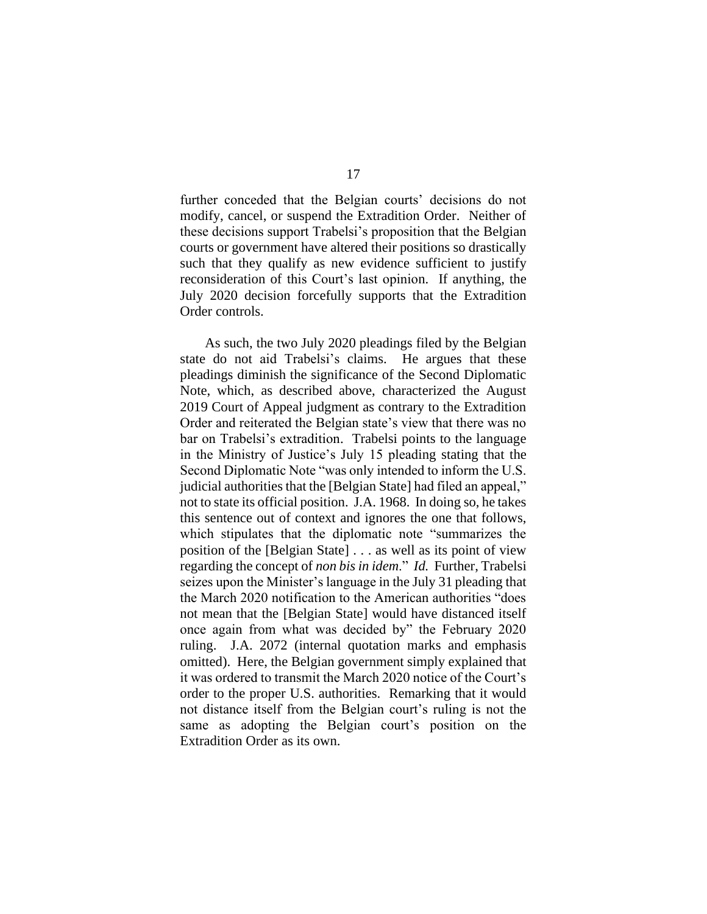further conceded that the Belgian courts' decisions do not modify, cancel, or suspend the Extradition Order. Neither of these decisions support Trabelsi's proposition that the Belgian courts or government have altered their positions so drastically such that they qualify as new evidence sufficient to justify reconsideration of this Court's last opinion. If anything, the July 2020 decision forcefully supports that the Extradition Order controls.

As such, the two July 2020 pleadings filed by the Belgian state do not aid Trabelsi's claims. He argues that these pleadings diminish the significance of the Second Diplomatic Note, which, as described above, characterized the August 2019 Court of Appeal judgment as contrary to the Extradition Order and reiterated the Belgian state's view that there was no bar on Trabelsi's extradition. Trabelsi points to the language in the Ministry of Justice's July 15 pleading stating that the Second Diplomatic Note "was only intended to inform the U.S. judicial authorities that the [Belgian State] had filed an appeal," not to state its official position. J.A. 1968. In doing so, he takes this sentence out of context and ignores the one that follows, which stipulates that the diplomatic note "summarizes the position of the [Belgian State] . . . as well as its point of view regarding the concept of *non bis in idem*." *Id.* Further, Trabelsi seizes upon the Minister's language in the July 31 pleading that the March 2020 notification to the American authorities "does not mean that the [Belgian State] would have distanced itself once again from what was decided by" the February 2020 ruling. J.A. 2072 (internal quotation marks and emphasis omitted). Here, the Belgian government simply explained that it was ordered to transmit the March 2020 notice of the Court's order to the proper U.S. authorities. Remarking that it would not distance itself from the Belgian court's ruling is not the same as adopting the Belgian court's position on the Extradition Order as its own.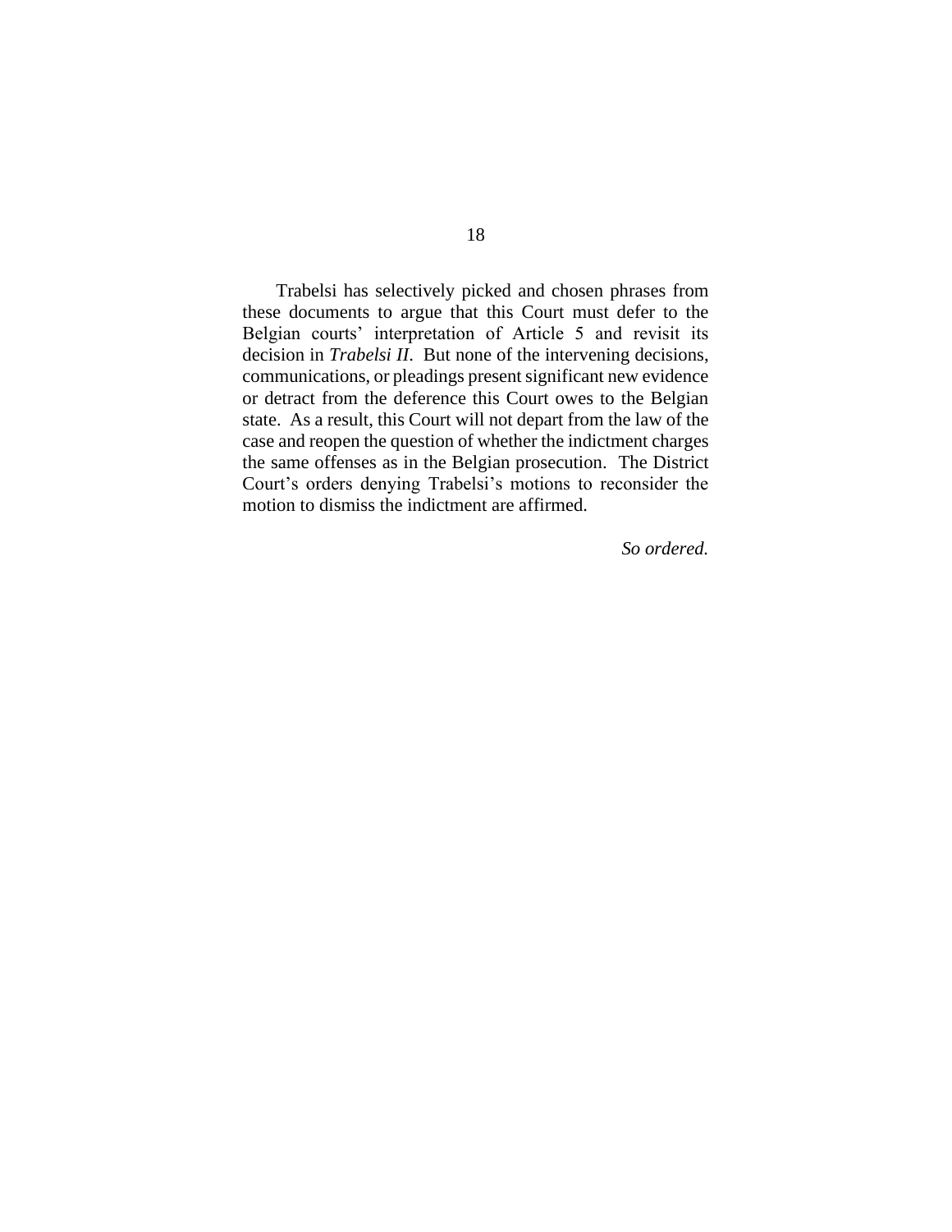Trabelsi has selectively picked and chosen phrases from these documents to argue that this Court must defer to the Belgian courts' interpretation of Article 5 and revisit its decision in *Trabelsi II*. But none of the intervening decisions, communications, or pleadings present significant new evidence or detract from the deference this Court owes to the Belgian state. As a result, this Court will not depart from the law of the case and reopen the question of whether the indictment charges the same offenses as in the Belgian prosecution. The District Court's orders denying Trabelsi's motions to reconsider the motion to dismiss the indictment are affirmed.

*So ordered.*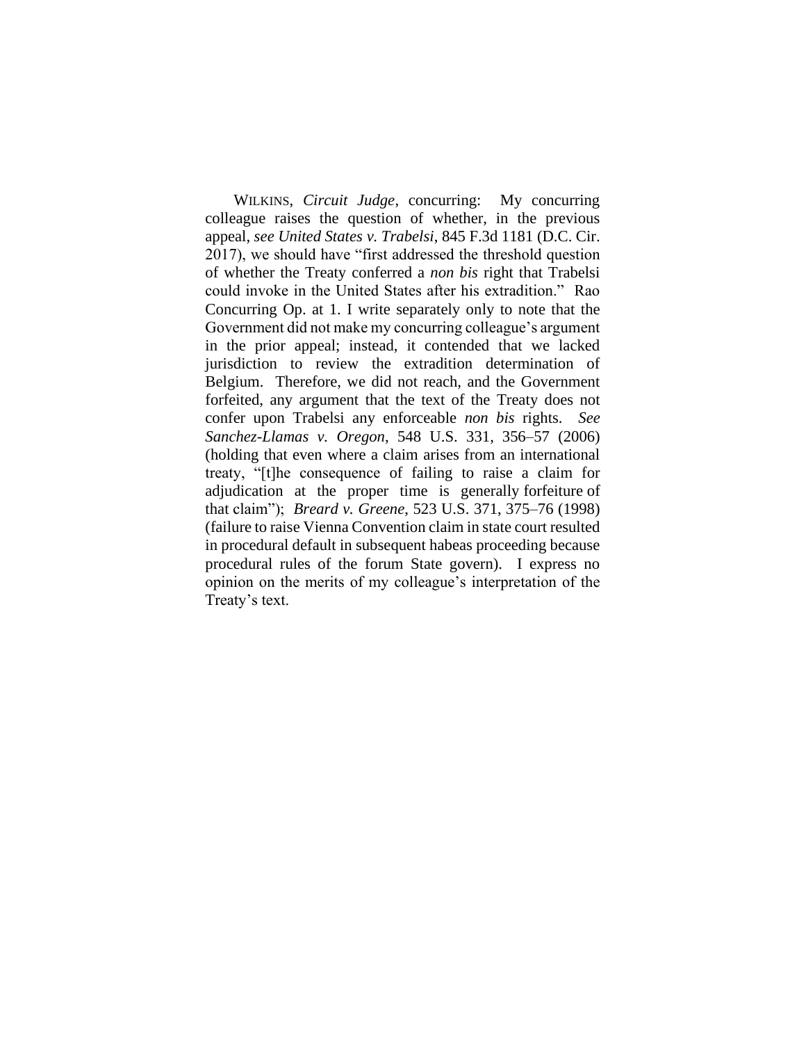WILKINS, *Circuit Judge*, concurring: My concurring colleague raises the question of whether, in the previous appeal, *see United States v. Trabelsi*, 845 F.3d 1181 (D.C. Cir. 2017), we should have "first addressed the threshold question of whether the Treaty conferred a *non bis* right that Trabelsi could invoke in the United States after his extradition." Rao Concurring Op. at 1. I write separately only to note that the Government did not make my concurring colleague's argument in the prior appeal; instead, it contended that we lacked jurisdiction to review the extradition determination of Belgium. Therefore, we did not reach, and the Government forfeited, any argument that the text of the Treaty does not confer upon Trabelsi any enforceable *non bis* rights. *See Sanchez-Llamas v. Oregon*, 548 U.S. 331, 356–57 (2006) (holding that even where a claim arises from an international treaty, "[t]he consequence of failing to raise a claim for adjudication at the proper time is generally forfeiture of that claim"); *Breard v. Greene*, 523 U.S. 371, 375–76 (1998) (failure to raise Vienna Convention claim in state court resulted in procedural default in subsequent habeas proceeding because procedural rules of the forum State govern). I express no opinion on the merits of my colleague's interpretation of the Treaty's text.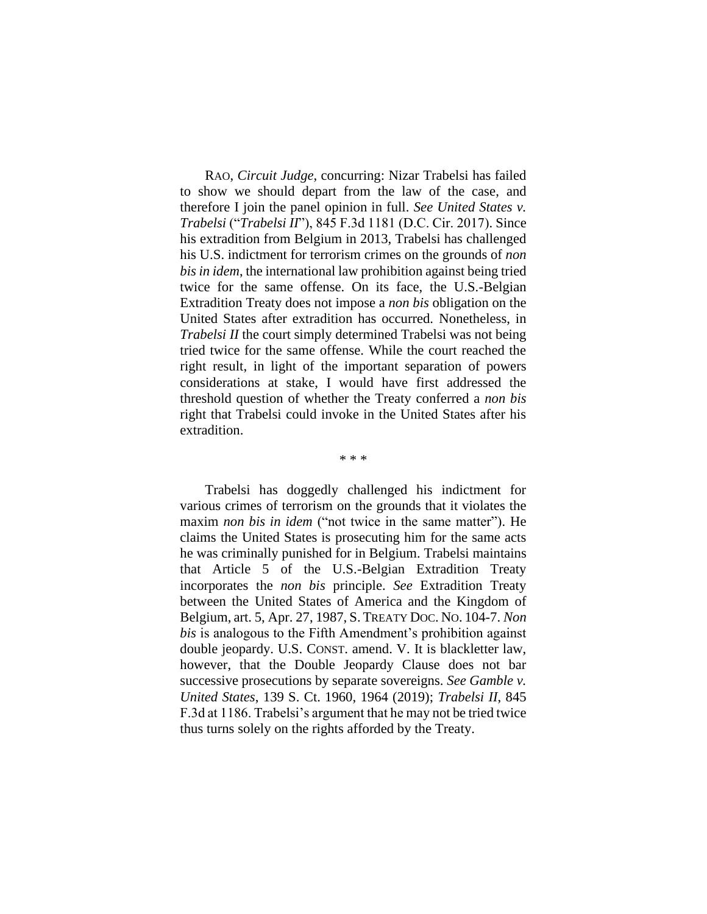RAO, *Circuit Judge*, concurring: Nizar Trabelsi has failed to show we should depart from the law of the case, and therefore I join the panel opinion in full. *See United States v. Trabelsi* ("*Trabelsi II*"), 845 F.3d 1181 (D.C. Cir. 2017). Since his extradition from Belgium in 2013, Trabelsi has challenged his U.S. indictment for terrorism crimes on the grounds of *non bis in idem*, the international law prohibition against being tried twice for the same offense. On its face, the U.S.-Belgian Extradition Treaty does not impose a *non bis* obligation on the United States after extradition has occurred. Nonetheless, in *Trabelsi II* the court simply determined Trabelsi was not being tried twice for the same offense. While the court reached the right result, in light of the important separation of powers considerations at stake, I would have first addressed the threshold question of whether the Treaty conferred a *non bis* right that Trabelsi could invoke in the United States after his extradition.

\* \* \*

Trabelsi has doggedly challenged his indictment for various crimes of terrorism on the grounds that it violates the maxim *non bis in idem* ("not twice in the same matter"). He claims the United States is prosecuting him for the same acts he was criminally punished for in Belgium. Trabelsi maintains that Article 5 of the U.S.-Belgian Extradition Treaty incorporates the *non bis* principle. *See* Extradition Treaty between the United States of America and the Kingdom of Belgium, art. 5, Apr. 27, 1987, S. TREATY DOC. NO. 104-7. *Non bis* is analogous to the Fifth Amendment's prohibition against double jeopardy. U.S. CONST. amend. V. It is blackletter law, however, that the Double Jeopardy Clause does not bar successive prosecutions by separate sovereigns. *See Gamble v. United States*, 139 S. Ct. 1960, 1964 (2019); *Trabelsi II*, 845 F.3d at 1186. Trabelsi's argument that he may not be tried twice thus turns solely on the rights afforded by the Treaty.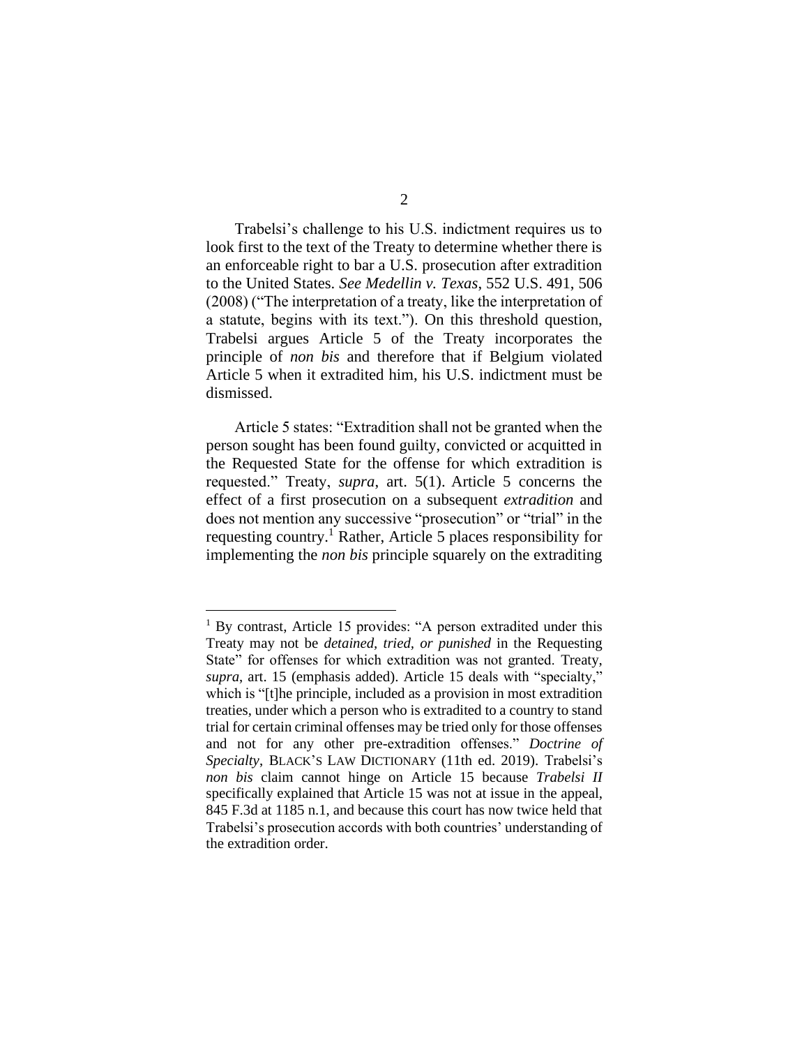Trabelsi's challenge to his U.S. indictment requires us to look first to the text of the Treaty to determine whether there is an enforceable right to bar a U.S. prosecution after extradition to the United States. *See Medellin v. Texas*, 552 U.S. 491, 506 (2008) ("The interpretation of a treaty, like the interpretation of a statute, begins with its text."). On this threshold question, Trabelsi argues Article 5 of the Treaty incorporates the principle of *non bis* and therefore that if Belgium violated Article 5 when it extradited him, his U.S. indictment must be dismissed.

Article 5 states: "Extradition shall not be granted when the person sought has been found guilty, convicted or acquitted in the Requested State for the offense for which extradition is requested." Treaty, *supra*, art. 5(1). Article 5 concerns the effect of a first prosecution on a subsequent *extradition* and does not mention any successive "prosecution" or "trial" in the requesting country.[1] Rather, Article 5 places responsibility for implementing the *non bis* principle squarely on the extraditing

[1] By contrast, Article 15 provides: "A person extradited under this Treaty may not be *detained, tried, or punished* in the Requesting State" for offenses for which extradition was not granted. Treaty, *supra*, art. 15 (emphasis added). Article 15 deals with "specialty," which is "[t]he principle, included as a provision in most extradition treaties, under which a person who is extradited to a country to stand trial for certain criminal offenses may be tried only for those offenses and not for any other pre-extradition offenses." *Doctrine of Specialty*, BLACK'S LAW DICTIONARY (11th ed. 2019). Trabelsi's *non bis* claim cannot hinge on Article 15 because *Trabelsi II* specifically explained that Article 15 was not at issue in the appeal, 845 F.3d at 1185 n.1, and because this court has now twice held that Trabelsi's prosecution accords with both countries' understanding of the extradition order.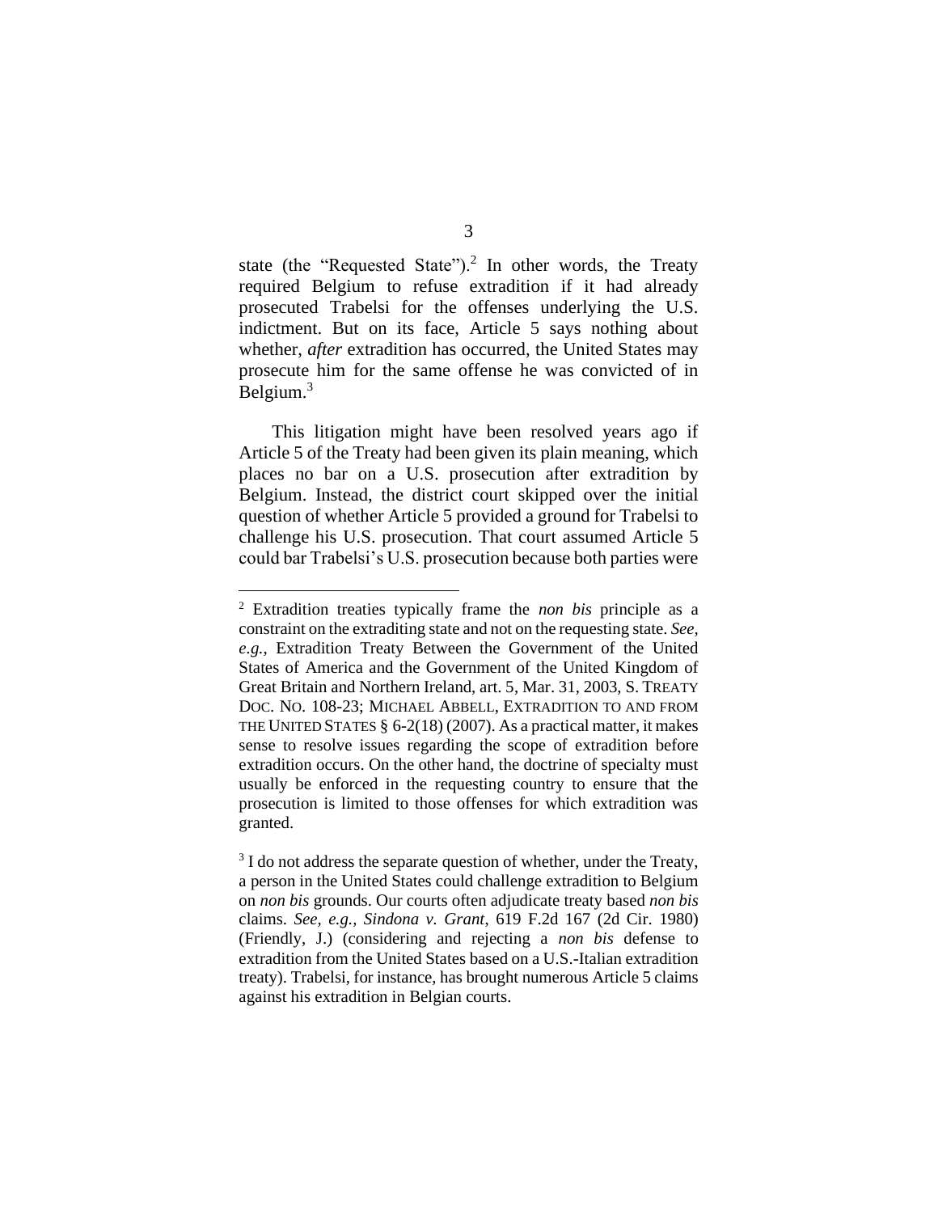state (the "Requested State").[2] In other words, the Treaty required Belgium to refuse extradition if it had already prosecuted Trabelsi for the offenses underlying the U.S. indictment. But on its face, Article 5 says nothing about whether, *after* extradition has occurred, the United States may prosecute him for the same offense he was convicted of in Belgium.[3]

This litigation might have been resolved years ago if Article 5 of the Treaty had been given its plain meaning, which places no bar on a U.S. prosecution after extradition by Belgium. Instead, the district court skipped over the initial question of whether Article 5 provided a ground for Trabelsi to challenge his U.S. prosecution. That court assumed Article 5 could bar Trabelsi's U.S. prosecution because both parties were

---

[2] Extradition treaties typically frame the *non bis* principle as a constraint on the extraditing state and not on the requesting state. *See, e.g.*, Extradition Treaty Between the Government of the United States of America and the Government of the United Kingdom of Great Britain and Northern Ireland, art. 5, Mar. 31, 2003, S. TREATY DOC. NO. 108-23; MICHAEL ABBELL, EXTRADITION TO AND FROM THE UNITED STATES § 6-2(18) (2007). As a practical matter, it makes sense to resolve issues regarding the scope of extradition before extradition occurs. On the other hand, the doctrine of specialty must usually be enforced in the requesting country to ensure that the prosecution is limited to those offenses for which extradition was granted.

[3] I do not address the separate question of whether, under the Treaty, a person in the United States could challenge extradition to Belgium on *non bis* grounds. Our courts often adjudicate treaty based *non bis* claims. *See, e.g., Sindona v. Grant*, 619 F.2d 167 (2d Cir. 1980) (Friendly, J.) (considering and rejecting a *non bis* defense to extradition from the United States based on a U.S.-Italian extradition treaty). Trabelsi, for instance, has brought numerous Article 5 claims against his extradition in Belgian courts.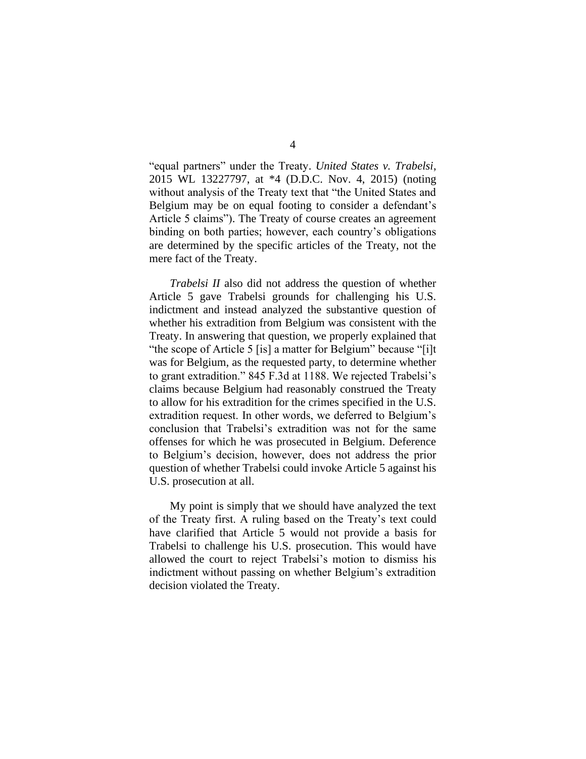"equal partners" under the Treaty. *United States v. Trabelsi*, 2015 WL 13227797, at *4 (D.D.C. Nov. 4, 2015) (noting without analysis of the Treaty text that "the United States and Belgium may be on equal footing to consider a defendant's Article 5 claims"). The Treaty of course creates an agreement binding on both parties; however, each country's obligations are determined by the specific articles of the Treaty, not the mere fact of the Treaty.

*Trabelsi II* also did not address the question of whether Article 5 gave Trabelsi grounds for challenging his U.S. indictment and instead analyzed the substantive question of whether his extradition from Belgium was consistent with the Treaty. In answering that question, we properly explained that "the scope of Article 5 [is] a matter for Belgium" because "[i]t was for Belgium, as the requested party, to determine whether to grant extradition." 845 F.3d at 1188. We rejected Trabelsi's claims because Belgium had reasonably construed the Treaty to allow for his extradition for the crimes specified in the U.S. extradition request. In other words, we deferred to Belgium's conclusion that Trabelsi's extradition was not for the same offenses for which he was prosecuted in Belgium. Deference to Belgium's decision, however, does not address the prior question of whether Trabelsi could invoke Article 5 against his U.S. prosecution at all.

My point is simply that we should have analyzed the text of the Treaty first. A ruling based on the Treaty's text could have clarified that Article 5 would not provide a basis for Trabelsi to challenge his U.S. prosecution. This would have allowed the court to reject Trabelsi's motion to dismiss his indictment without passing on whether Belgium's extradition decision violated the Treaty.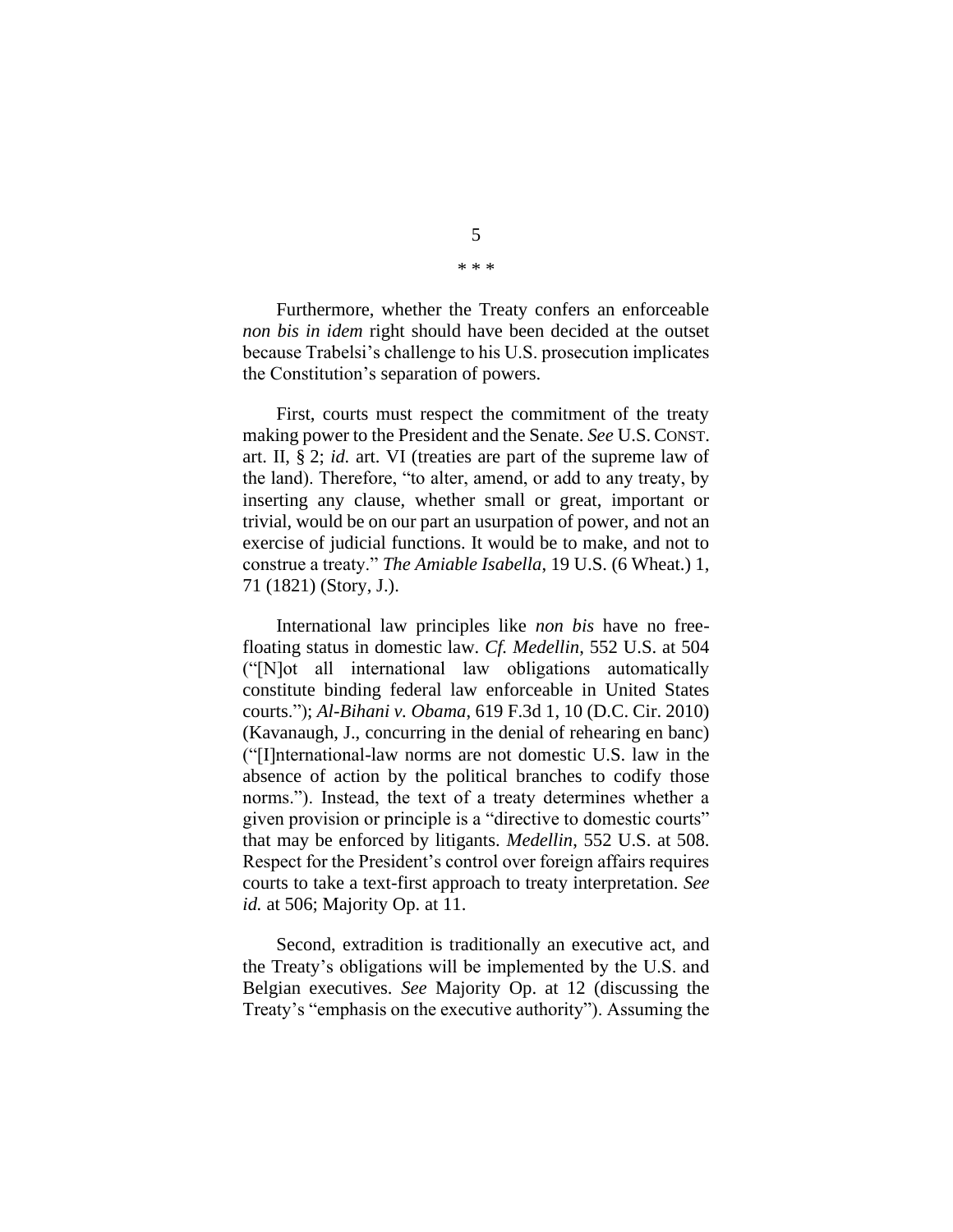\* \* \*

Furthermore, whether the Treaty confers an enforceable *non bis in idem* right should have been decided at the outset because Trabelsi's challenge to his U.S. prosecution implicates the Constitution's separation of powers.

First, courts must respect the commitment of the treaty making power to the President and the Senate. *See* U.S. CONST. art. II, § 2; *id.* art. VI (treaties are part of the supreme law of the land). Therefore, "to alter, amend, or add to any treaty, by inserting any clause, whether small or great, important or trivial, would be on our part an usurpation of power, and not an exercise of judicial functions. It would be to make, and not to construe a treaty." *The Amiable Isabella*, 19 U.S. (6 Wheat.) 1, 71 (1821) (Story, J.).

International law principles like *non bis* have no free-floating status in domestic law. *Cf. Medellin*, 552 U.S. at 504 ("[N]ot all international law obligations automatically constitute binding federal law enforceable in United States courts."); *Al-Bihani v. Obama*, 619 F.3d 1, 10 (D.C. Cir. 2010) (Kavanaugh, J., concurring in the denial of rehearing en banc) ("[I]nternational-law norms are not domestic U.S. law in the absence of action by the political branches to codify those norms."). Instead, the text of a treaty determines whether a given provision or principle is a "directive to domestic courts" that may be enforced by litigants. *Medellin*, 552 U.S. at 508. Respect for the President's control over foreign affairs requires courts to take a text-first approach to treaty interpretation. *See id.* at 506; Majority Op. at 11.

Second, extradition is traditionally an executive act, and the Treaty's obligations will be implemented by the U.S. and Belgian executives. *See* Majority Op. at 12 (discussing the Treaty's "emphasis on the executive authority"). Assuming the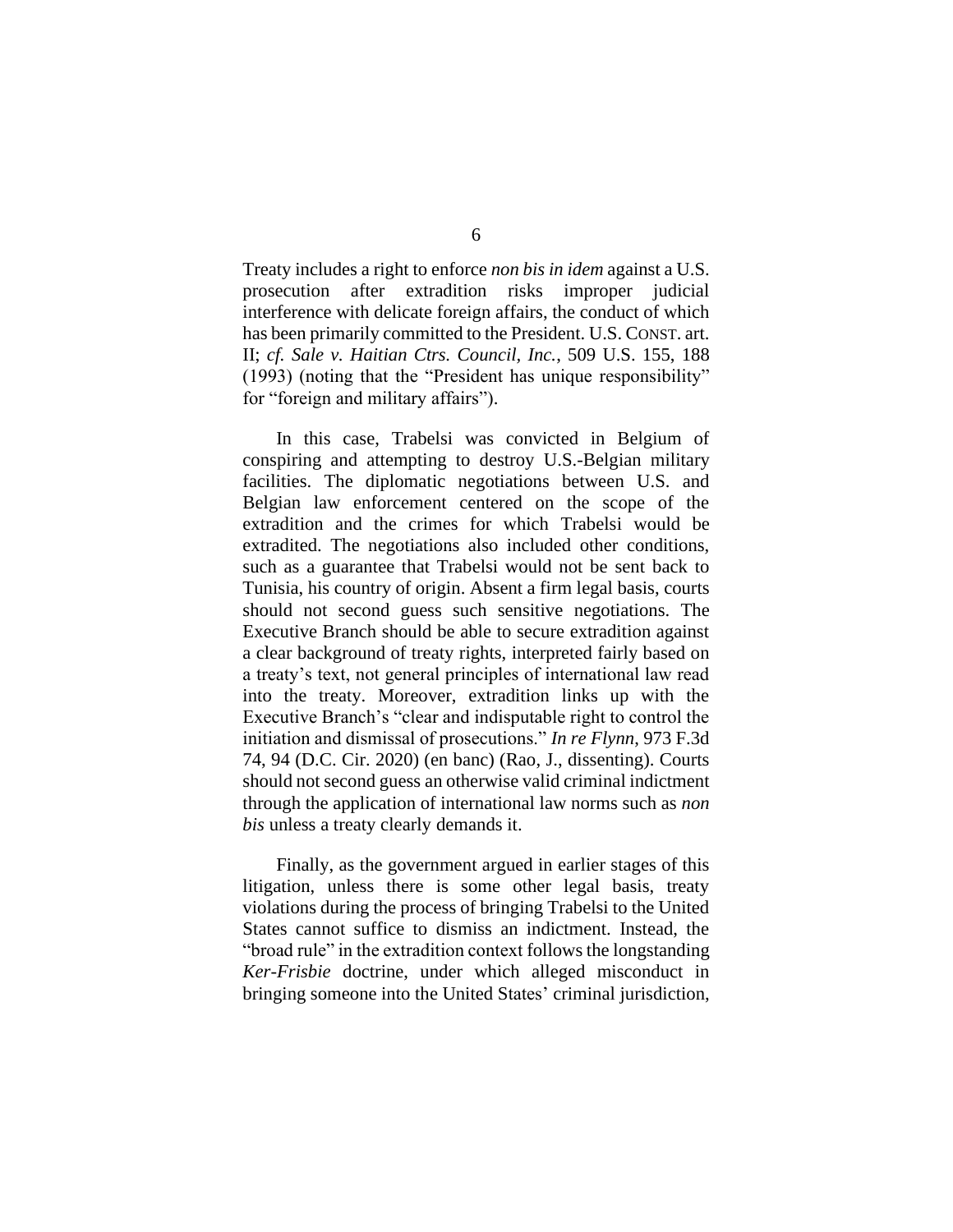Treaty includes a right to enforce *non bis in idem* against a U.S. prosecution after extradition risks improper judicial interference with delicate foreign affairs, the conduct of which has been primarily committed to the President. U.S. CONST. art. II; *cf. Sale v. Haitian Ctrs. Council, Inc.*, 509 U.S. 155, 188 (1993) (noting that the "President has unique responsibility" for "foreign and military affairs").

In this case, Trabelsi was convicted in Belgium of conspiring and attempting to destroy U.S.-Belgian military facilities. The diplomatic negotiations between U.S. and Belgian law enforcement centered on the scope of the extradition and the crimes for which Trabelsi would be extradited. The negotiations also included other conditions, such as a guarantee that Trabelsi would not be sent back to Tunisia, his country of origin. Absent a firm legal basis, courts should not second guess such sensitive negotiations. The Executive Branch should be able to secure extradition against a clear background of treaty rights, interpreted fairly based on a treaty's text, not general principles of international law read into the treaty. Moreover, extradition links up with the Executive Branch's "clear and indisputable right to control the initiation and dismissal of prosecutions." *In re Flynn*, 973 F.3d 74, 94 (D.C. Cir. 2020) (en banc) (Rao, J., dissenting). Courts should not second guess an otherwise valid criminal indictment through the application of international law norms such as *non bis* unless a treaty clearly demands it.

Finally, as the government argued in earlier stages of this litigation, unless there is some other legal basis, treaty violations during the process of bringing Trabelsi to the United States cannot suffice to dismiss an indictment. Instead, the "broad rule" in the extradition context follows the longstanding *Ker-Frisbie* doctrine, under which alleged misconduct in bringing someone into the United States' criminal jurisdiction,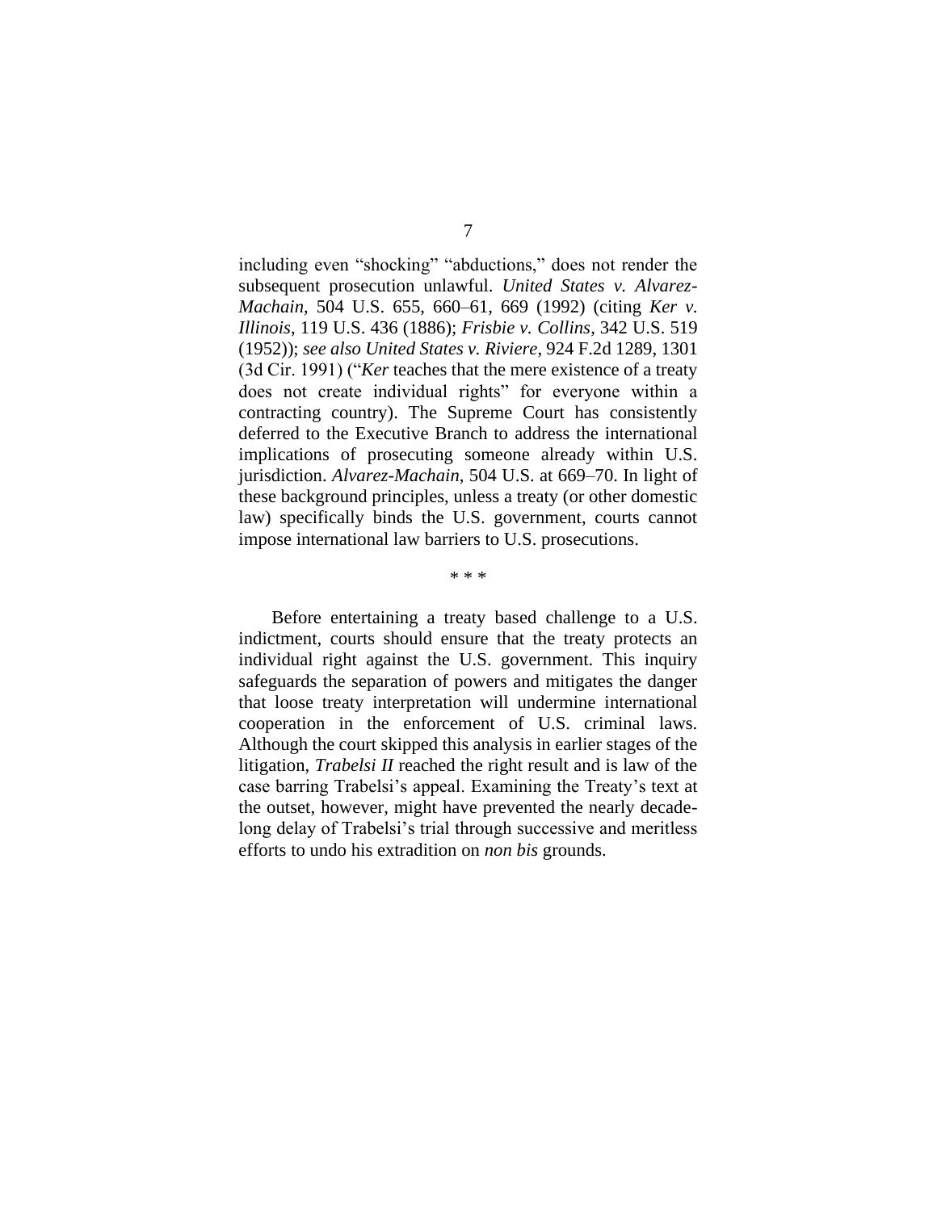including even "shocking" "abductions," does not render the subsequent prosecution unlawful. *United States v. Alvarez-Machain*, 504 U.S. 655, 660–61, 669 (1992) (citing *Ker v. Illinois*, 119 U.S. 436 (1886); *Frisbie v. Collins*, 342 U.S. 519 (1952)); *see also United States v. Riviere*, 924 F.2d 1289, 1301 (3d Cir. 1991) ("*Ker* teaches that the mere existence of a treaty does not create individual rights" for everyone within a contracting country). The Supreme Court has consistently deferred to the Executive Branch to address the international implications of prosecuting someone already within U.S. jurisdiction. *Alvarez-Machain*, 504 U.S. at 669–70. In light of these background principles, unless a treaty (or other domestic law) specifically binds the U.S. government, courts cannot impose international law barriers to U.S. prosecutions.

\* \* \*

Before entertaining a treaty based challenge to a U.S. indictment, courts should ensure that the treaty protects an individual right against the U.S. government. This inquiry safeguards the separation of powers and mitigates the danger that loose treaty interpretation will undermine international cooperation in the enforcement of U.S. criminal laws. Although the court skipped this analysis in earlier stages of the litigation, *Trabelsi II* reached the right result and is law of the case barring Trabelsi's appeal. Examining the Treaty's text at the outset, however, might have prevented the nearly decade-long delay of Trabelsi's trial through successive and meritless efforts to undo his extradition on *non bis* grounds.